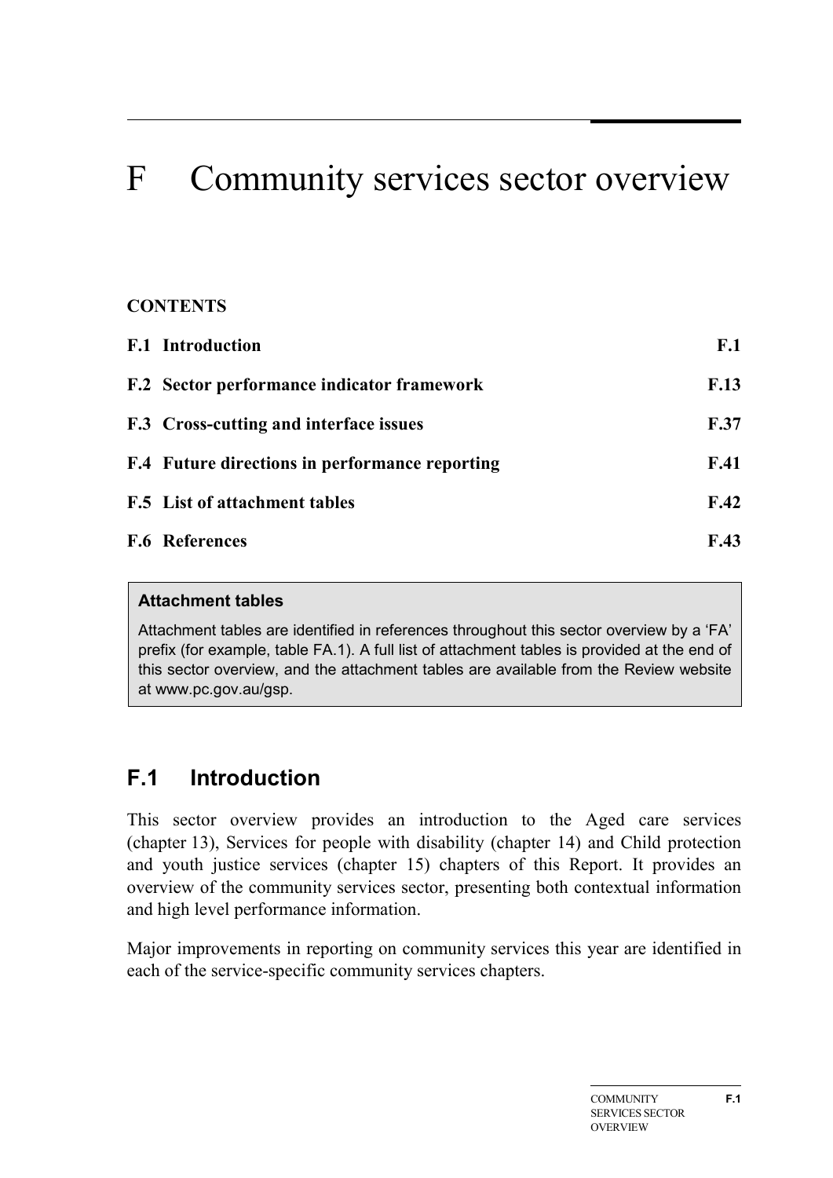# F Community services sector overview

**CONTENTS**

| | |
|---|---|
| **F.1 Introduction** | **F.1** |
| **F.2 Sector performance indicator framework** | **F.13** |
| **F.3 Cross-cutting and interface issues** | **F.37** |
| **F.4 Future directions in performance reporting** | **F.41** |
| **F.5 List of attachment tables** | **F.42** |
| **F.6 References** | **F.43** |

> **Attachment tables**
>
> Attachment tables are identified in references throughout this sector overview by a 'FA' prefix (for example, table FA.1). A full list of attachment tables is provided at the end of this sector overview, and the attachment tables are available from the Review website at www.pc.gov.au/gsp.

## F.1 Introduction

This sector overview provides an introduction to the Aged care services (chapter 13), Services for people with disability (chapter 14) and Child protection and youth justice services (chapter 15) chapters of this Report. It provides an overview of the community services sector, presenting both contextual information and high level performance information.

Major improvements in reporting on community services this year are identified in each of the service-specific community services chapters.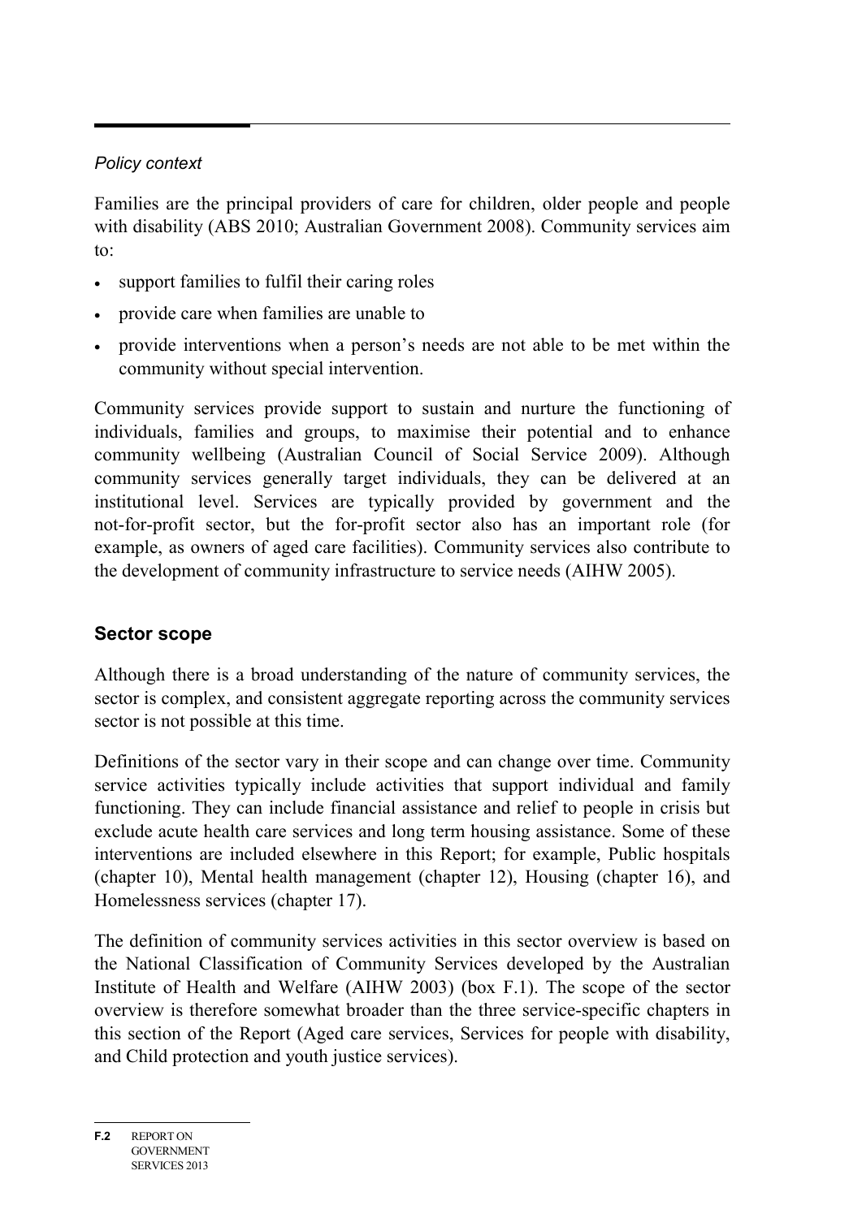*Policy context*

Families are the principal providers of care for children, older people and people with disability (ABS 2010; Australian Government 2008). Community services aim to:

- support families to fulfil their caring roles
- provide care when families are unable to
- provide interventions when a person's needs are not able to be met within the community without special intervention.

Community services provide support to sustain and nurture the functioning of individuals, families and groups, to maximise their potential and to enhance community wellbeing (Australian Council of Social Service 2009). Although community services generally target individuals, they can be delivered at an institutional level. Services are typically provided by government and the not-for-profit sector, but the for-profit sector also has an important role (for example, as owners of aged care facilities). Community services also contribute to the development of community infrastructure to service needs (AIHW 2005).

## Sector scope

Although there is a broad understanding of the nature of community services, the sector is complex, and consistent aggregate reporting across the community services sector is not possible at this time.

Definitions of the sector vary in their scope and can change over time. Community service activities typically include activities that support individual and family functioning. They can include financial assistance and relief to people in crisis but exclude acute health care services and long term housing assistance. Some of these interventions are included elsewhere in this Report; for example, Public hospitals (chapter 10), Mental health management (chapter 12), Housing (chapter 16), and Homelessness services (chapter 17).

The definition of community services activities in this sector overview is based on the National Classification of Community Services developed by the Australian Institute of Health and Welfare (AIHW 2003) (box F.1). The scope of the sector overview is therefore somewhat broader than the three service-specific chapters in this section of the Report (Aged care services, Services for people with disability, and Child protection and youth justice services).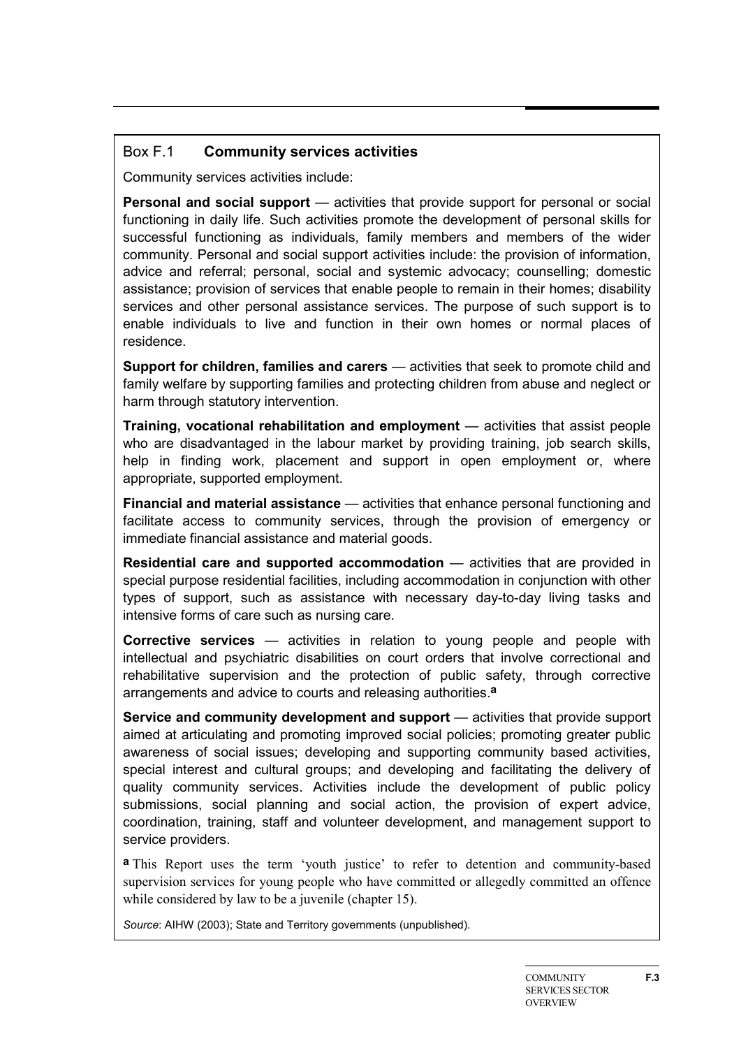## Box F.1 Community services activities

Community services activities include:

**Personal and social support** — activities that provide support for personal or social functioning in daily life. Such activities promote the development of personal skills for successful functioning as individuals, family members and members of the wider community. Personal and social support activities include: the provision of information, advice and referral; personal, social and systemic advocacy; counselling; domestic assistance; provision of services that enable people to remain in their homes; disability services and other personal assistance services. The purpose of such support is to enable individuals to live and function in their own homes or normal places of residence.

**Support for children, families and carers** — activities that seek to promote child and family welfare by supporting families and protecting children from abuse and neglect or harm through statutory intervention.

**Training, vocational rehabilitation and employment** — activities that assist people who are disadvantaged in the labour market by providing training, job search skills, help in finding work, placement and support in open employment or, where appropriate, supported employment.

**Financial and material assistance** — activities that enhance personal functioning and facilitate access to community services, through the provision of emergency or immediate financial assistance and material goods.

**Residential care and supported accommodation** — activities that are provided in special purpose residential facilities, including accommodation in conjunction with other types of support, such as assistance with necessary day-to-day living tasks and intensive forms of care such as nursing care.

**Corrective services** — activities in relation to young people and people with intellectual and psychiatric disabilities on court orders that involve correctional and rehabilitative supervision and the protection of public safety, through corrective arrangements and advice to courts and releasing authorities.[a]

**Service and community development and support** — activities that provide support aimed at articulating and promoting improved social policies; promoting greater public awareness of social issues; developing and supporting community based activities, special interest and cultural groups; and developing and facilitating the delivery of quality community services. Activities include the development of public policy submissions, social planning and social action, the provision of expert advice, coordination, training, staff and volunteer development, and management support to service providers.

**a** This Report uses the term 'youth justice' to refer to detention and community-based supervision services for young people who have committed or allegedly committed an offence while considered by law to be a juvenile (chapter 15).

*Source*: AIHW (2003); State and Territory governments (unpublished).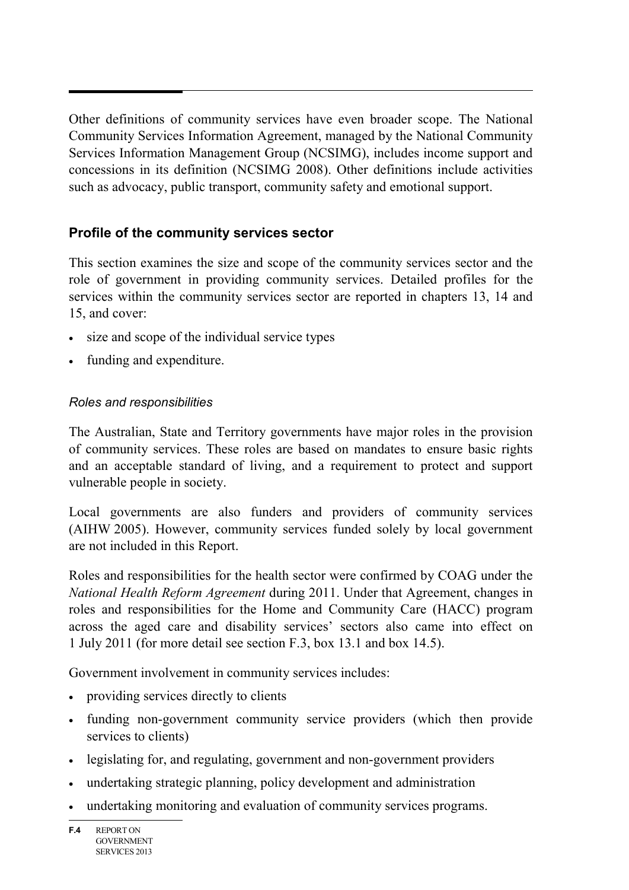Other definitions of community services have even broader scope. The National Community Services Information Agreement, managed by the National Community Services Information Management Group (NCSIMG), includes income support and concessions in its definition (NCSIMG 2008). Other definitions include activities such as advocacy, public transport, community safety and emotional support.

## Profile of the community services sector

This section examines the size and scope of the community services sector and the role of government in providing community services. Detailed profiles for the services within the community services sector are reported in chapters 13, 14 and 15, and cover:

- size and scope of the individual service types
- funding and expenditure.

### *Roles and responsibilities*

The Australian, State and Territory governments have major roles in the provision of community services. These roles are based on mandates to ensure basic rights and an acceptable standard of living, and a requirement to protect and support vulnerable people in society.

Local governments are also funders and providers of community services (AIHW 2005). However, community services funded solely by local government are not included in this Report.

Roles and responsibilities for the health sector were confirmed by COAG under the *National Health Reform Agreement* during 2011. Under that Agreement, changes in roles and responsibilities for the Home and Community Care (HACC) program across the aged care and disability services' sectors also came into effect on 1 July 2011 (for more detail see section F.3, box 13.1 and box 14.5).

Government involvement in community services includes:

- providing services directly to clients
- funding non-government community service providers (which then provide services to clients)
- legislating for, and regulating, government and non-government providers
- undertaking strategic planning, policy development and administration
- undertaking monitoring and evaluation of community services programs.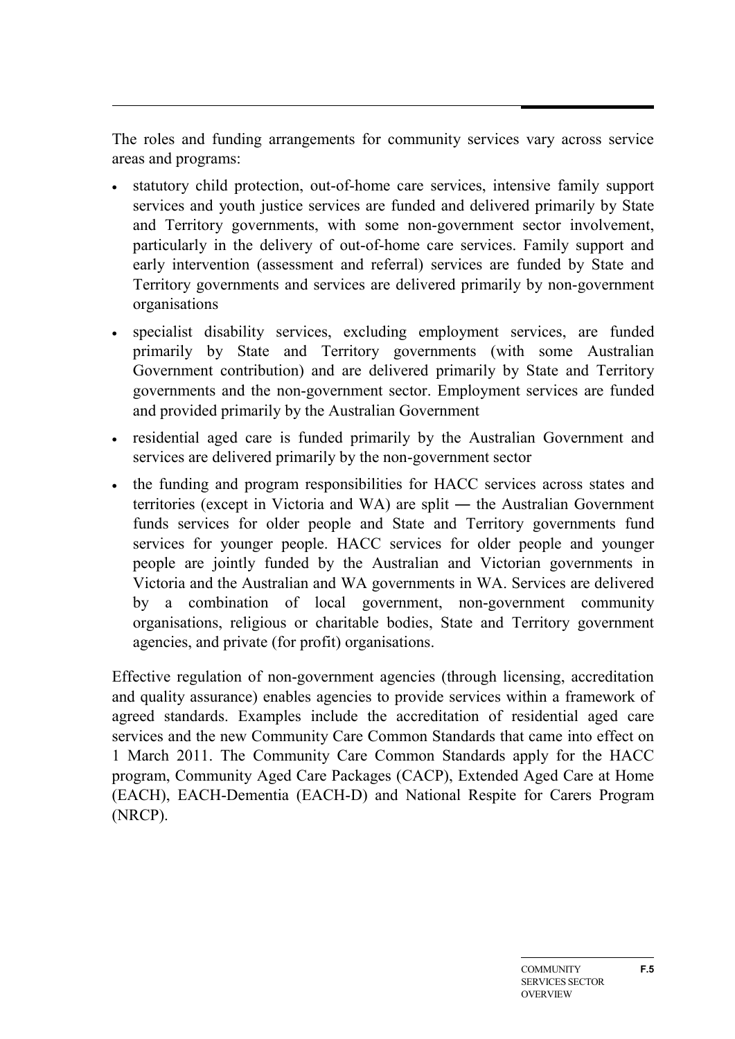The roles and funding arrangements for community services vary across service areas and programs:

- statutory child protection, out-of-home care services, intensive family support services and youth justice services are funded and delivered primarily by State and Territory governments, with some non-government sector involvement, particularly in the delivery of out-of-home care services. Family support and early intervention (assessment and referral) services are funded by State and Territory governments and services are delivered primarily by non-government organisations
- specialist disability services, excluding employment services, are funded primarily by State and Territory governments (with some Australian Government contribution) and are delivered primarily by State and Territory governments and the non-government sector. Employment services are funded and provided primarily by the Australian Government
- residential aged care is funded primarily by the Australian Government and services are delivered primarily by the non-government sector
- the funding and program responsibilities for HACC services across states and territories (except in Victoria and WA) are split ― the Australian Government funds services for older people and State and Territory governments fund services for younger people. HACC services for older people and younger people are jointly funded by the Australian and Victorian governments in Victoria and the Australian and WA governments in WA. Services are delivered by a combination of local government, non-government community organisations, religious or charitable bodies, State and Territory government agencies, and private (for profit) organisations.

Effective regulation of non-government agencies (through licensing, accreditation and quality assurance) enables agencies to provide services within a framework of agreed standards. Examples include the accreditation of residential aged care services and the new Community Care Common Standards that came into effect on 1 March 2011. The Community Care Common Standards apply for the HACC program, Community Aged Care Packages (CACP), Extended Aged Care at Home (EACH), EACH-Dementia (EACH-D) and National Respite for Carers Program (NRCP).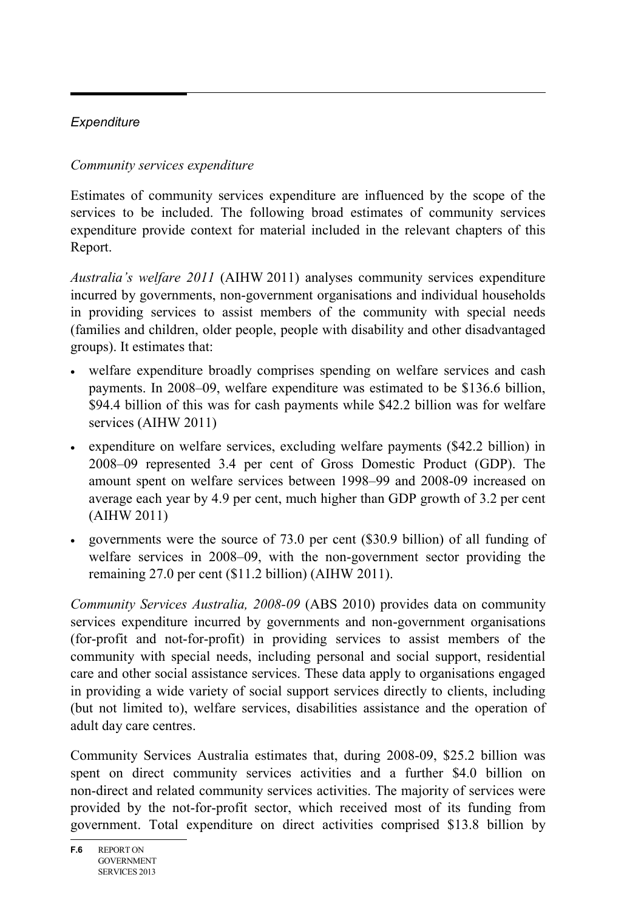*Expenditure*

*Community services expenditure*

Estimates of community services expenditure are influenced by the scope of the services to be included. The following broad estimates of community services expenditure provide context for material included in the relevant chapters of this Report.

*Australia's welfare 2011* (AIHW 2011) analyses community services expenditure incurred by governments, non-government organisations and individual households in providing services to assist members of the community with special needs (families and children, older people, people with disability and other disadvantaged groups). It estimates that:

- welfare expenditure broadly comprises spending on welfare services and cash payments. In 2008–09, welfare expenditure was estimated to be $136.6 billion, $94.4 billion of this was for cash payments while $42.2 billion was for welfare services (AIHW 2011)
- expenditure on welfare services, excluding welfare payments ($42.2 billion) in 2008–09 represented 3.4 per cent of Gross Domestic Product (GDP). The amount spent on welfare services between 1998–99 and 2008-09 increased on average each year by 4.9 per cent, much higher than GDP growth of 3.2 per cent (AIHW 2011)
- governments were the source of 73.0 per cent ($30.9 billion) of all funding of welfare services in 2008–09, with the non-government sector providing the remaining 27.0 per cent ($11.2 billion) (AIHW 2011).

*Community Services Australia, 2008-09* (ABS 2010) provides data on community services expenditure incurred by governments and non-government organisations (for-profit and not-for-profit) in providing services to assist members of the community with special needs, including personal and social support, residential care and other social assistance services. These data apply to organisations engaged in providing a wide variety of social support services directly to clients, including (but not limited to), welfare services, disabilities assistance and the operation of adult day care centres.

Community Services Australia estimates that, during 2008-09, $25.2 billion was spent on direct community services activities and a further $4.0 billion on non-direct and related community services activities. The majority of services were provided by the not-for-profit sector, which received most of its funding from government. Total expenditure on direct activities comprised $13.8 billion by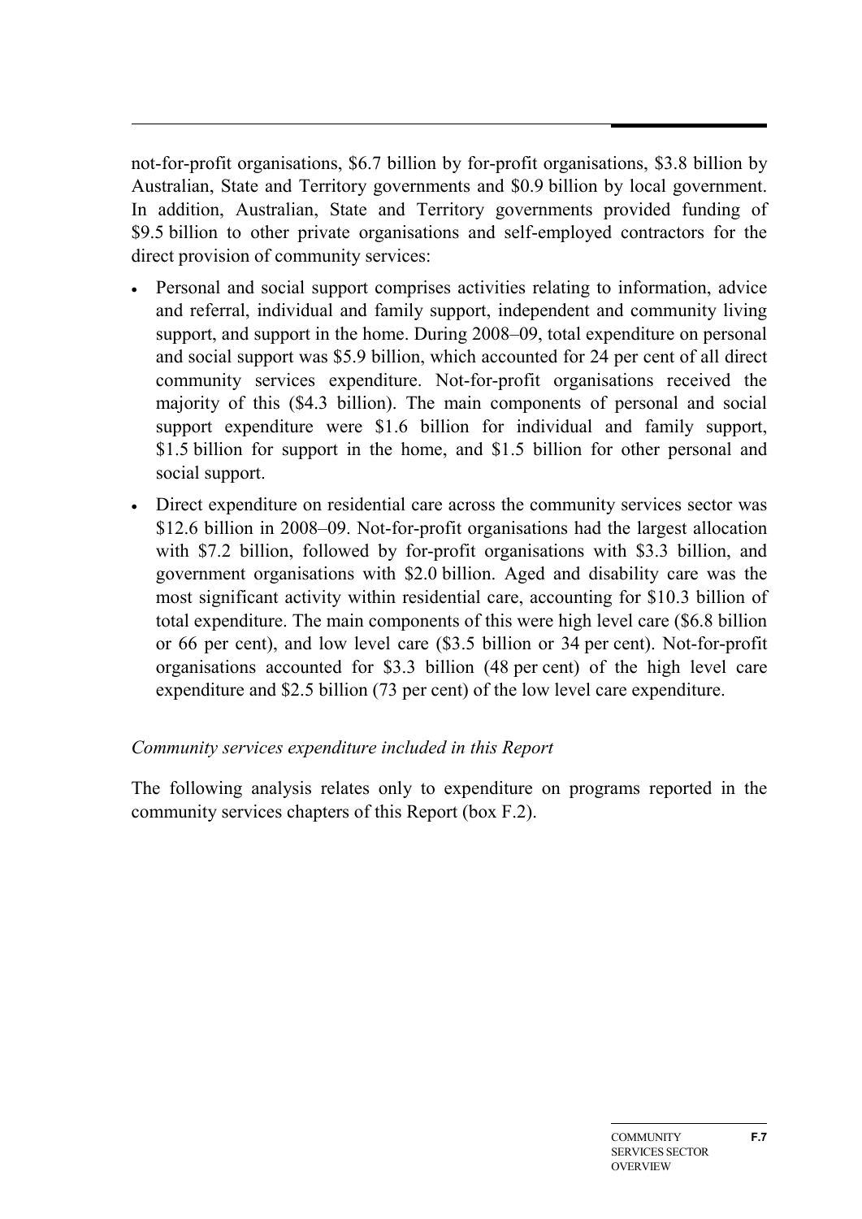not-for-profit organisations, $6.7 billion by for-profit organisations, $3.8 billion by Australian, State and Territory governments and $0.9 billion by local government. In addition, Australian, State and Territory governments provided funding of $9.5 billion to other private organisations and self-employed contractors for the direct provision of community services:

- Personal and social support comprises activities relating to information, advice and referral, individual and family support, independent and community living support, and support in the home. During 2008–09, total expenditure on personal and social support was $5.9 billion, which accounted for 24 per cent of all direct community services expenditure. Not-for-profit organisations received the majority of this ($4.3 billion). The main components of personal and social support expenditure were $1.6 billion for individual and family support, $1.5 billion for support in the home, and $1.5 billion for other personal and social support.
- Direct expenditure on residential care across the community services sector was $12.6 billion in 2008–09. Not-for-profit organisations had the largest allocation with $7.2 billion, followed by for-profit organisations with $3.3 billion, and government organisations with $2.0 billion. Aged and disability care was the most significant activity within residential care, accounting for $10.3 billion of total expenditure. The main components of this were high level care ($6.8 billion or 66 per cent), and low level care ($3.5 billion or 34 per cent). Not-for-profit organisations accounted for $3.3 billion (48 per cent) of the high level care expenditure and $2.5 billion (73 per cent) of the low level care expenditure.

*Community services expenditure included in this Report*

The following analysis relates only to expenditure on programs reported in the community services chapters of this Report (box F.2).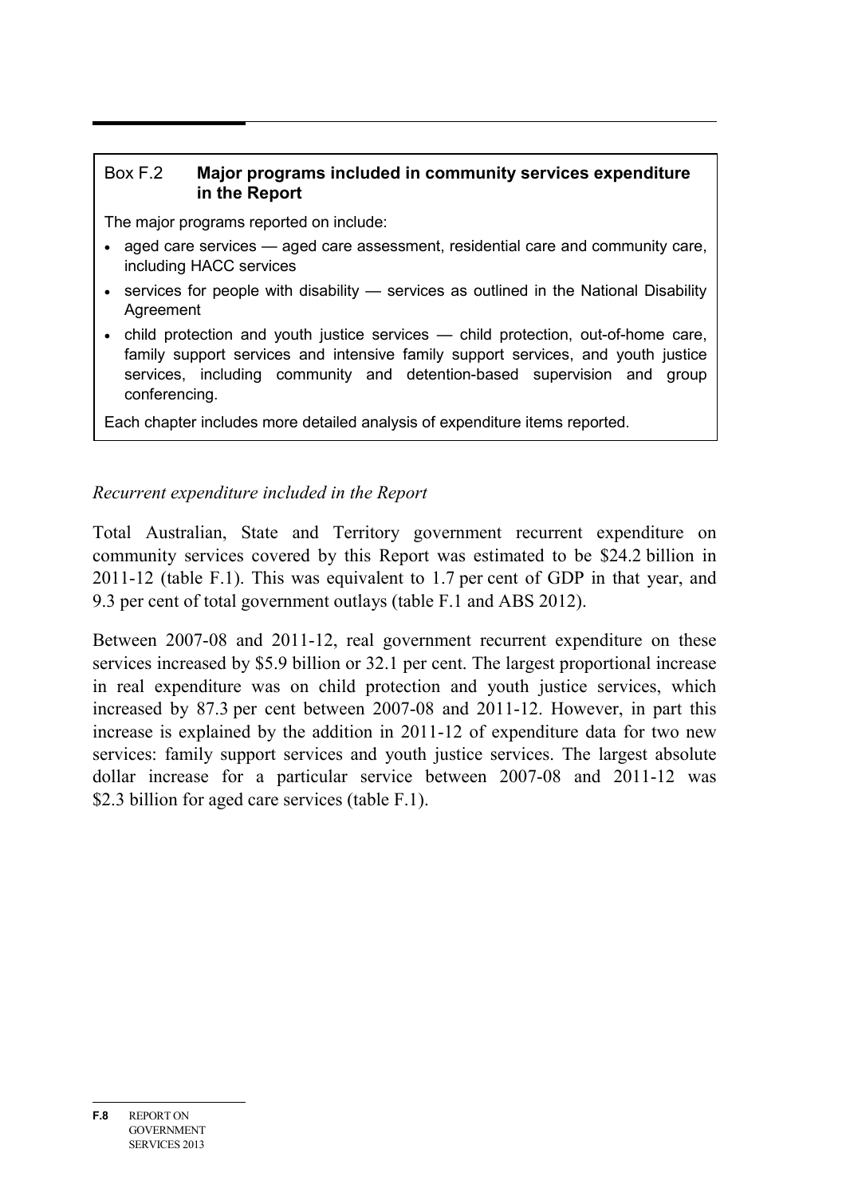**Box F.2 Major programs included in community services expenditure in the Report**

The major programs reported on include:

- aged care services — aged care assessment, residential care and community care, including HACC services
- services for people with disability — services as outlined in the National Disability Agreement
- child protection and youth justice services — child protection, out-of-home care, family support services and intensive family support services, and youth justice services, including community and detention-based supervision and group conferencing.

Each chapter includes more detailed analysis of expenditure items reported.

*Recurrent expenditure included in the Report*

Total Australian, State and Territory government recurrent expenditure on community services covered by this Report was estimated to be $24.2 billion in 2011-12 (table F.1). This was equivalent to 1.7 per cent of GDP in that year, and 9.3 per cent of total government outlays (table F.1 and ABS 2012).

Between 2007-08 and 2011-12, real government recurrent expenditure on these services increased by $5.9 billion or 32.1 per cent. The largest proportional increase in real expenditure was on child protection and youth justice services, which increased by 87.3 per cent between 2007-08 and 2011-12. However, in part this increase is explained by the addition in 2011-12 of expenditure data for two new services: family support services and youth justice services. The largest absolute dollar increase for a particular service between 2007-08 and 2011-12 was $2.3 billion for aged care services (table F.1).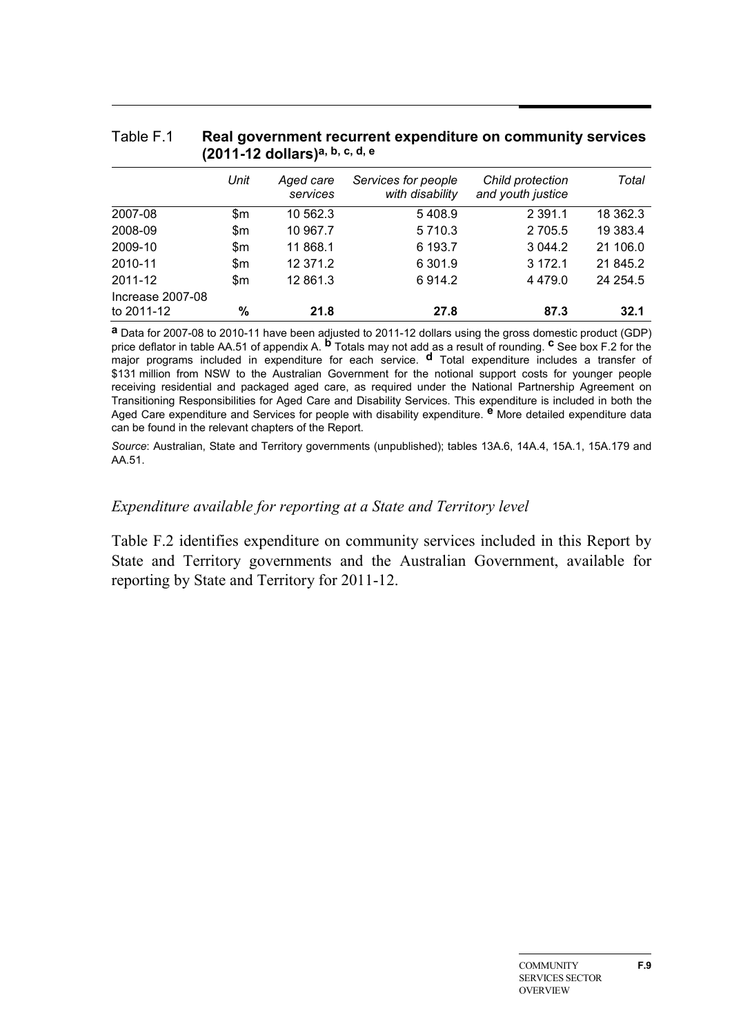Table F.1 **Real government recurrent expenditure on community services (2011-12 dollars)**[a, b, c, d, e]

| | *Unit* | *Aged care services* | *Services for people with disability* | *Child protection and youth justice* | *Total* |
|---|---|---|---|---|---|
| 2007-08 | $m | 10 562.3 | 5 408.9 | 2 391.1 | 18 362.3 |
| 2008-09 | $m | 10 967.7 | 5 710.3 | 2 705.5 | 19 383.4 |
| 2009-10 | $m | 11 868.1 | 6 193.7 | 3 044.2 | 21 106.0 |
| 2010-11 | $m | 12 371.2 | 6 301.9 | 3 172.1 | 21 845.2 |
| 2011-12 | $m | 12 861.3 | 6 914.2 | 4 479.0 | 24 254.5 |
| Increase 2007-08 to 2011-12 | **%** | **21.8** | **27.8** | **87.3** | **32.1** |

**a** Data for 2007-08 to 2010-11 have been adjusted to 2011-12 dollars using the gross domestic product (GDP) price deflator in table AA.51 of appendix A. **b** Totals may not add as a result of rounding. **c** See box F.2 for the major programs included in expenditure for each service. **d** Total expenditure includes a transfer of $131 million from NSW to the Australian Government for the notional support costs for younger people receiving residential and packaged aged care, as required under the National Partnership Agreement on Transitioning Responsibilities for Aged Care and Disability Services. This expenditure is included in both the Aged Care expenditure and Services for people with disability expenditure. **e** More detailed expenditure data can be found in the relevant chapters of the Report.

*Source*: Australian, State and Territory governments (unpublished); tables 13A.6, 14A.4, 15A.1, 15A.179 and AA.51.

### *Expenditure available for reporting at a State and Territory level*

Table F.2 identifies expenditure on community services included in this Report by State and Territory governments and the Australian Government, available for reporting by State and Territory for 2011-12.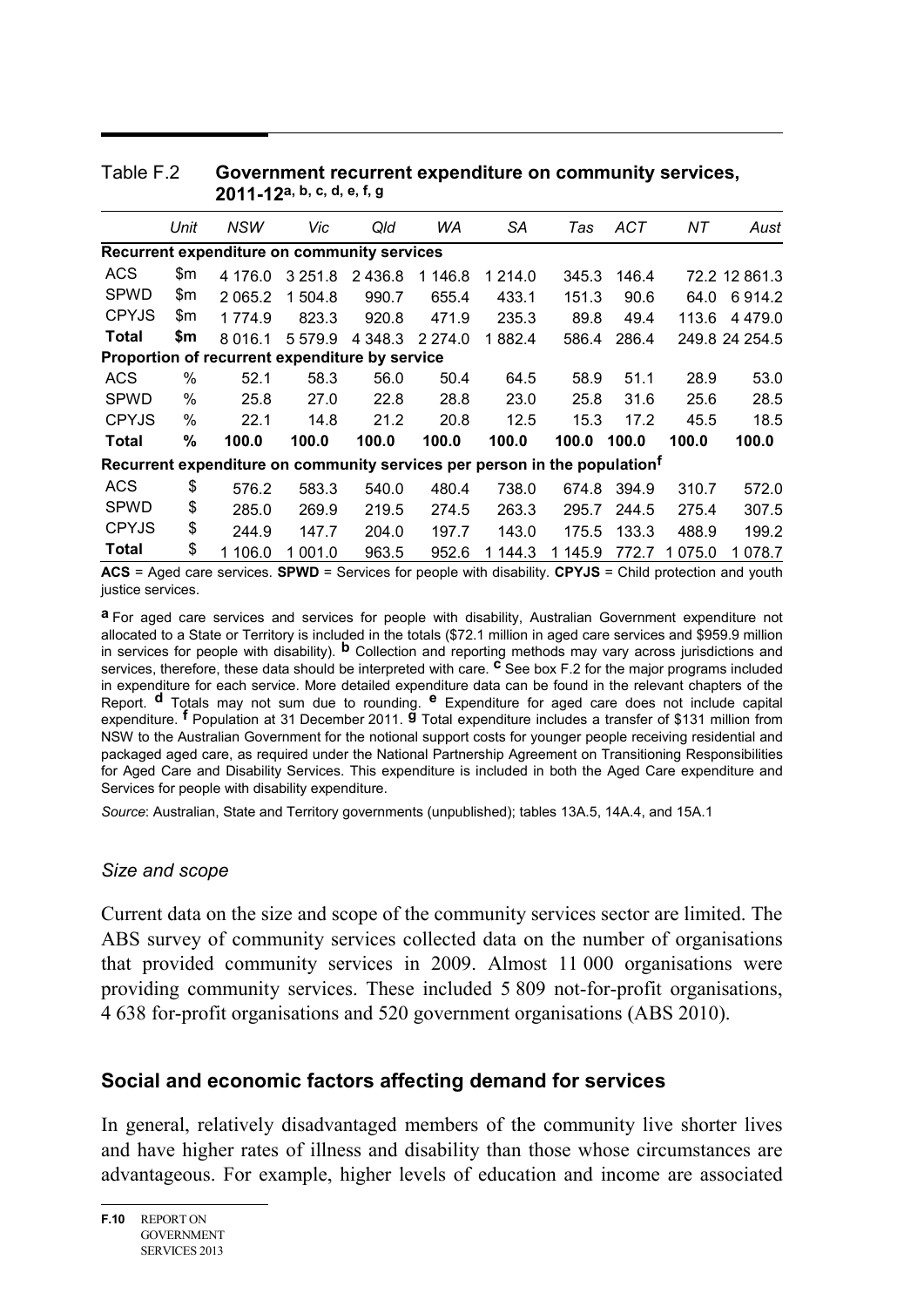Table F.2 **Government recurrent expenditure on community services, 2011-12[a, b, c, d, e, f, g]**

| | Unit | NSW | Vic | Qld | WA | SA | Tas | ACT | NT | Aust |
|---|---|---|---|---|---|---|---|---|---|---|
| **Recurrent expenditure on community services** | | | | | | | | | | |
| ACS | $m | 4 176.0 | 3 251.8 | 2 436.8 | 1 146.8 | 1 214.0 | 345.3 | 146.4 | 72.2 | 12 861.3 |
| SPWD | $m | 2 065.2 | 1 504.8 | 990.7 | 655.4 | 433.1 | 151.3 | 90.6 | 64.0 | 6 914.2 |
| CPYJS | $m | 1 774.9 | 823.3 | 920.8 | 471.9 | 235.3 | 89.8 | 49.4 | 113.6 | 4 479.0 |
| **Total** | **$m** | 8 016.1 | 5 579.9 | 4 348.3 | 2 274.0 | 1 882.4 | 586.4 | 286.4 | 249.8 | 24 254.5 |
| **Proportion of recurrent expenditure by service** | | | | | | | | | | |
| ACS | % | 52.1 | 58.3 | 56.0 | 50.4 | 64.5 | 58.9 | 51.1 | 28.9 | 53.0 |
| SPWD | % | 25.8 | 27.0 | 22.8 | 28.8 | 23.0 | 25.8 | 31.6 | 25.6 | 28.5 |
| CPYJS | % | 22.1 | 14.8 | 21.2 | 20.8 | 12.5 | 15.3 | 17.2 | 45.5 | 18.5 |
| **Total** | **%** | **100.0** | **100.0** | **100.0** | **100.0** | **100.0** | **100.0** | **100.0** | **100.0** | **100.0** |
| **Recurrent expenditure on community services per person in the population[f]** | | | | | | | | | | |
| ACS | $ | 576.2 | 583.3 | 540.0 | 480.4 | 738.0 | 674.8 | 394.9 | 310.7 | 572.0 |
| SPWD | $ | 285.0 | 269.9 | 219.5 | 274.5 | 263.3 | 295.7 | 244.5 | 275.4 | 307.5 |
| CPYJS | $ | 244.9 | 147.7 | 204.0 | 197.7 | 143.0 | 175.5 | 133.3 | 488.9 | 199.2 |
| **Total** | $ | 1 106.0 | 1 001.0 | 963.5 | 952.6 | 1 144.3 | 1 145.9 | 772.7 | 1 075.0 | 1 078.7 |

**ACS** = Aged care services. **SPWD** = Services for people with disability. **CPYJS** = Child protection and youth justice services.

**a** For aged care services and services for people with disability, Australian Government expenditure not allocated to a State or Territory is included in the totals ($72.1 million in aged care services and $959.9 million in services for people with disability). **b** Collection and reporting methods may vary across jurisdictions and services, therefore, these data should be interpreted with care. **c** See box F.2 for the major programs included in expenditure for each service. More detailed expenditure data can be found in the relevant chapters of the Report. **d** Totals may not sum due to rounding. **e** Expenditure for aged care does not include capital expenditure. **f** Population at 31 December 2011. **g** Total expenditure includes a transfer of $131 million from NSW to the Australian Government for the notional support costs for younger people receiving residential and packaged aged care, as required under the National Partnership Agreement on Transitioning Responsibilities for Aged Care and Disability Services. This expenditure is included in both the Aged Care expenditure and Services for people with disability expenditure.

*Source*: Australian, State and Territory governments (unpublished); tables 13A.5, 14A.4, and 15A.1

### *Size and scope*

Current data on the size and scope of the community services sector are limited. The ABS survey of community services collected data on the number of organisations that provided community services in 2009. Almost 11 000 organisations were providing community services. These included 5 809 not-for-profit organisations, 4 638 for-profit organisations and 520 government organisations (ABS 2010).

## Social and economic factors affecting demand for services

In general, relatively disadvantaged members of the community live shorter lives and have higher rates of illness and disability than those whose circumstances are advantageous. For example, higher levels of education and income are associated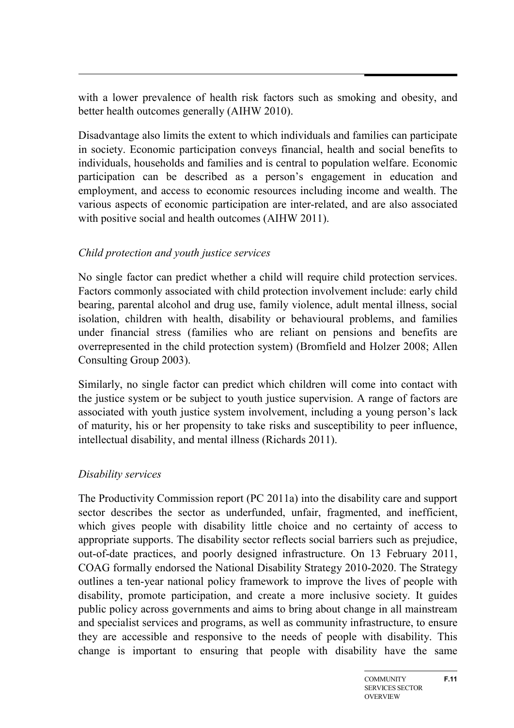with a lower prevalence of health risk factors such as smoking and obesity, and better health outcomes generally (AIHW 2010).

Disadvantage also limits the extent to which individuals and families can participate in society. Economic participation conveys financial, health and social benefits to individuals, households and families and is central to population welfare. Economic participation can be described as a person's engagement in education and employment, and access to economic resources including income and wealth. The various aspects of economic participation are inter-related, and are also associated with positive social and health outcomes (AIHW 2011).

*Child protection and youth justice services*

No single factor can predict whether a child will require child protection services. Factors commonly associated with child protection involvement include: early child bearing, parental alcohol and drug use, family violence, adult mental illness, social isolation, children with health, disability or behavioural problems, and families under financial stress (families who are reliant on pensions and benefits are overrepresented in the child protection system) (Bromfield and Holzer 2008; Allen Consulting Group 2003).

Similarly, no single factor can predict which children will come into contact with the justice system or be subject to youth justice supervision. A range of factors are associated with youth justice system involvement, including a young person's lack of maturity, his or her propensity to take risks and susceptibility to peer influence, intellectual disability, and mental illness (Richards 2011).

*Disability services*

The Productivity Commission report (PC 2011a) into the disability care and support sector describes the sector as underfunded, unfair, fragmented, and inefficient, which gives people with disability little choice and no certainty of access to appropriate supports. The disability sector reflects social barriers such as prejudice, out-of-date practices, and poorly designed infrastructure. On 13 February 2011, COAG formally endorsed the National Disability Strategy 2010-2020. The Strategy outlines a ten-year national policy framework to improve the lives of people with disability, promote participation, and create a more inclusive society. It guides public policy across governments and aims to bring about change in all mainstream and specialist services and programs, as well as community infrastructure, to ensure they are accessible and responsive to the needs of people with disability. This change is important to ensuring that people with disability have the same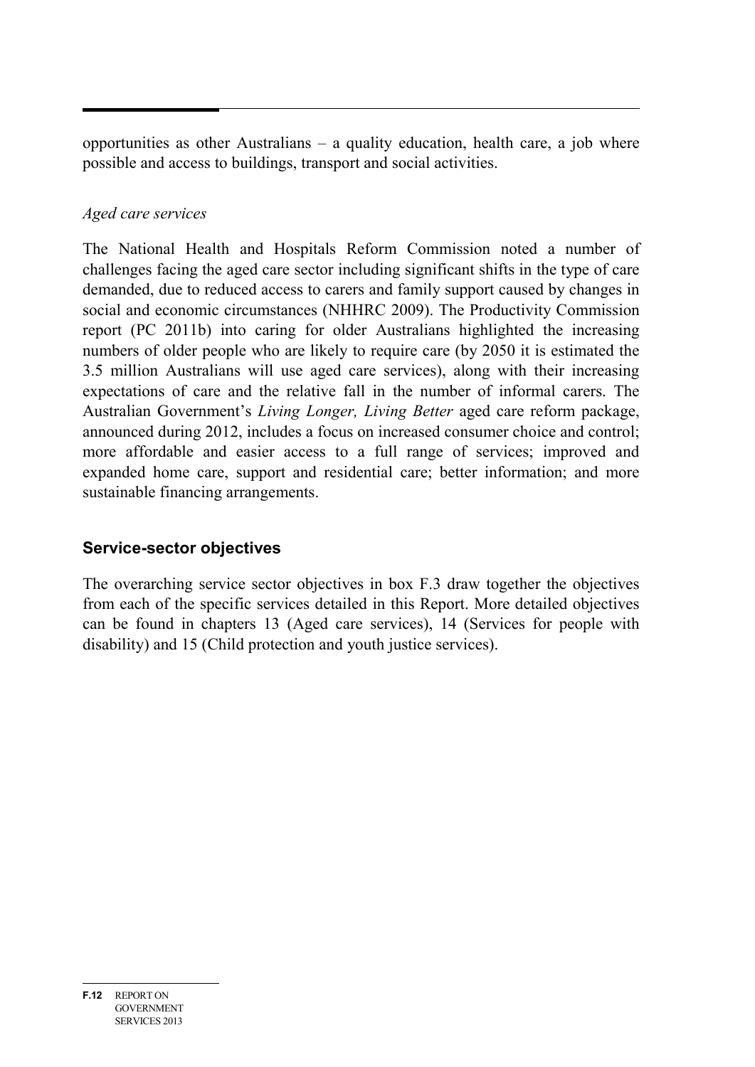opportunities as other Australians – a quality education, health care, a job where possible and access to buildings, transport and social activities.

*Aged care services*

The National Health and Hospitals Reform Commission noted a number of challenges facing the aged care sector including significant shifts in the type of care demanded, due to reduced access to carers and family support caused by changes in social and economic circumstances (NHHRC 2009). The Productivity Commission report (PC 2011b) into caring for older Australians highlighted the increasing numbers of older people who are likely to require care (by 2050 it is estimated the 3.5 million Australians will use aged care services), along with their increasing expectations of care and the relative fall in the number of informal carers. The Australian Government's *Living Longer, Living Better* aged care reform package, announced during 2012, includes a focus on increased consumer choice and control; more affordable and easier access to a full range of services; improved and expanded home care, support and residential care; better information; and more sustainable financing arrangements.

## Service-sector objectives

The overarching service sector objectives in box F.3 draw together the objectives from each of the specific services detailed in this Report. More detailed objectives can be found in chapters 13 (Aged care services), 14 (Services for people with disability) and 15 (Child protection and youth justice services).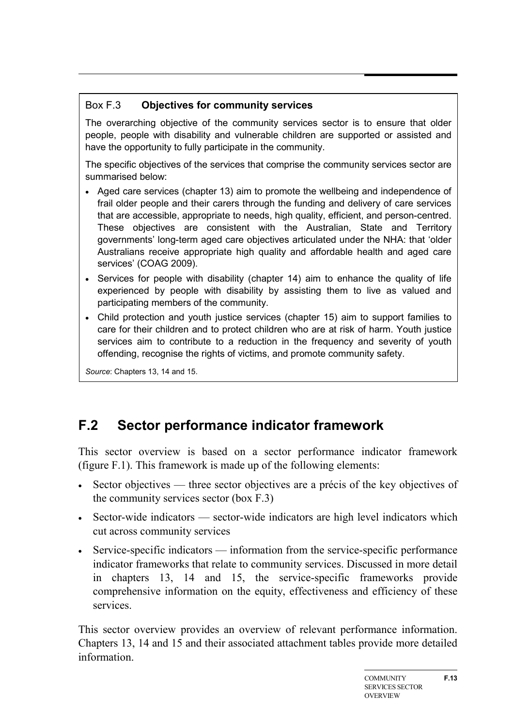Box F.3 **Objectives for community services**

The overarching objective of the community services sector is to ensure that older people, people with disability and vulnerable children are supported or assisted and have the opportunity to fully participate in the community.

The specific objectives of the services that comprise the community services sector are summarised below:

- Aged care services (chapter 13) aim to promote the wellbeing and independence of frail older people and their carers through the funding and delivery of care services that are accessible, appropriate to needs, high quality, efficient, and person-centred. These objectives are consistent with the Australian, State and Territory governments' long-term aged care objectives articulated under the NHA: that 'older Australians receive appropriate high quality and affordable health and aged care services' (COAG 2009).
- Services for people with disability (chapter 14) aim to enhance the quality of life experienced by people with disability by assisting them to live as valued and participating members of the community.
- Child protection and youth justice services (chapter 15) aim to support families to care for their children and to protect children who are at risk of harm. Youth justice services aim to contribute to a reduction in the frequency and severity of youth offending, recognise the rights of victims, and promote community safety.

*Source*: Chapters 13, 14 and 15.

## F.2 Sector performance indicator framework

This sector overview is based on a sector performance indicator framework (figure F.1). This framework is made up of the following elements:

- Sector objectives — three sector objectives are a précis of the key objectives of the community services sector (box F.3)
- Sector-wide indicators — sector-wide indicators are high level indicators which cut across community services
- Service-specific indicators — information from the service-specific performance indicator frameworks that relate to community services. Discussed in more detail in chapters 13, 14 and 15, the service-specific frameworks provide comprehensive information on the equity, effectiveness and efficiency of these services.

This sector overview provides an overview of relevant performance information. Chapters 13, 14 and 15 and their associated attachment tables provide more detailed information.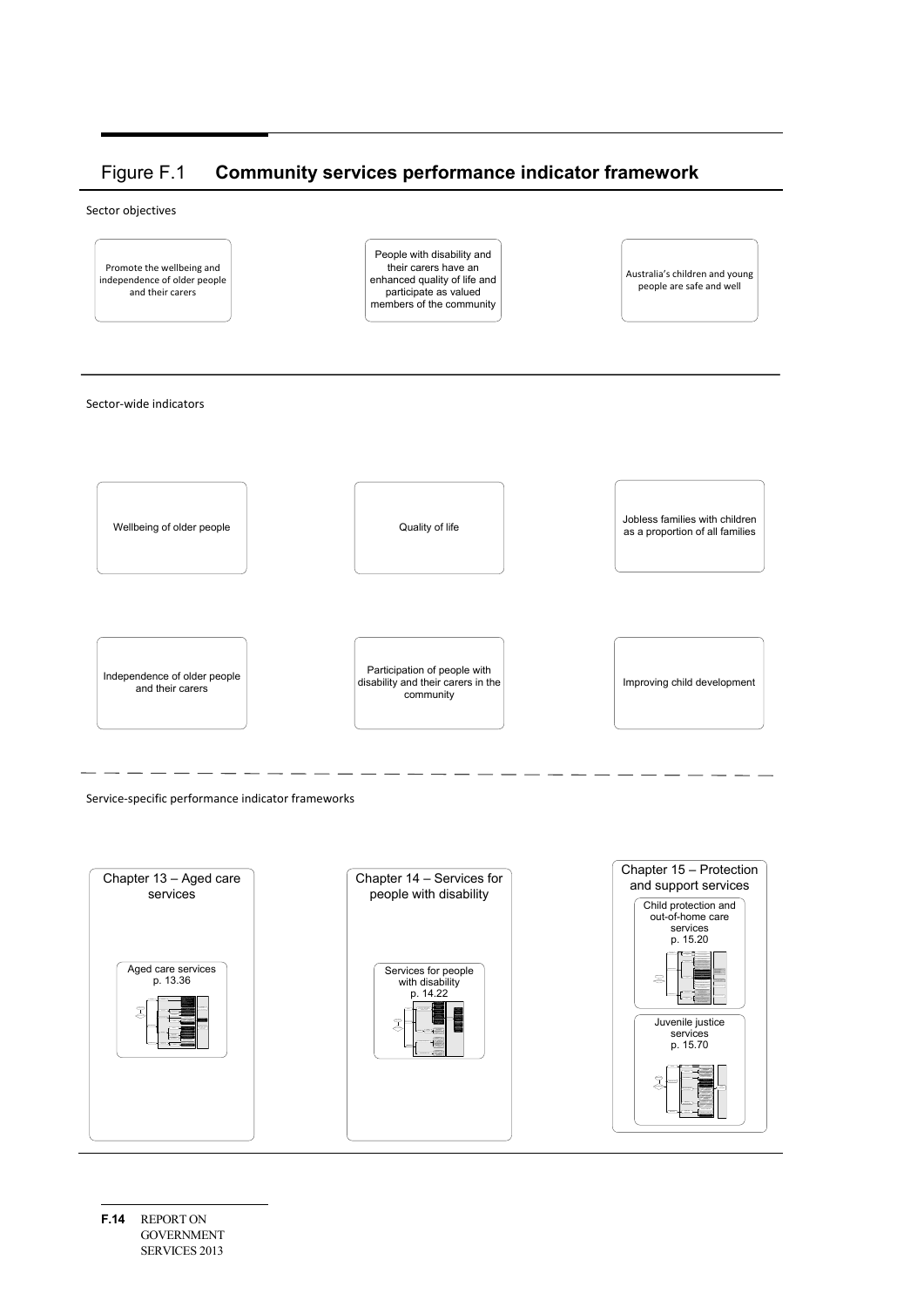## Figure F.1 **Community services performance indicator framework**

Sector objectives

- Promote the wellbeing and independence of older people and their carers
- People with disability and their carers have an enhanced quality of life and participate as valued members of the community
- Australia's children and young people are safe and well

Sector-wide indicators

- Wellbeing of older people
- Quality of life
- Jobless families with children as a proportion of all families
- Independence of older people and their carers
- Participation of people with disability and their carers in the community
- Improving child development

Service-specific performance indicator frameworks

- Chapter 13 – Aged care services
  - Aged care services p. 13.36
- Chapter 14 – Services for people with disability
  - Services for people with disability p. 14.22
- Chapter 15 – Protection and support services
  - Child protection and out-of-home care services p. 15.20
  - Juvenile justice services p. 15.70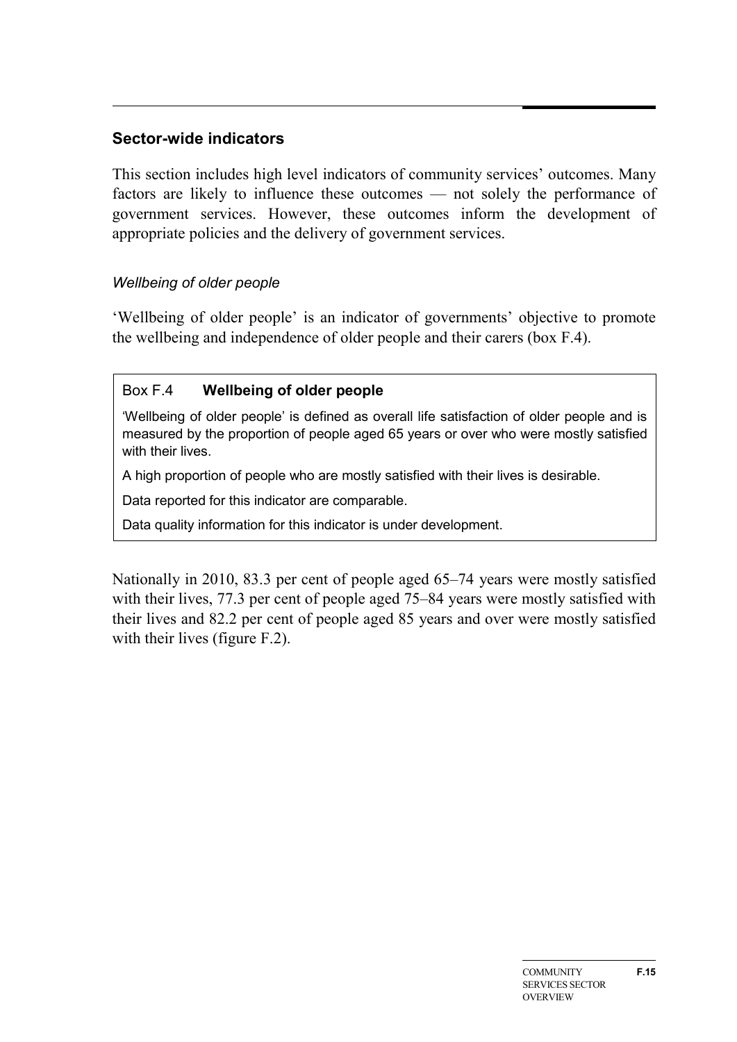## Sector-wide indicators

This section includes high level indicators of community services' outcomes. Many factors are likely to influence these outcomes — not solely the performance of government services. However, these outcomes inform the development of appropriate policies and the delivery of government services.

### *Wellbeing of older people*

'Wellbeing of older people' is an indicator of governments' objective to promote the wellbeing and independence of older people and their carers (box F.4).

> Box F.4 **Wellbeing of older people**
>
> 'Wellbeing of older people' is defined as overall life satisfaction of older people and is measured by the proportion of people aged 65 years or over who were mostly satisfied with their lives.
>
> A high proportion of people who are mostly satisfied with their lives is desirable.
>
> Data reported for this indicator are comparable.
>
> Data quality information for this indicator is under development.

Nationally in 2010, 83.3 per cent of people aged 65–74 years were mostly satisfied with their lives, 77.3 per cent of people aged 75–84 years were mostly satisfied with their lives and 82.2 per cent of people aged 85 years and over were mostly satisfied with their lives (figure F.2).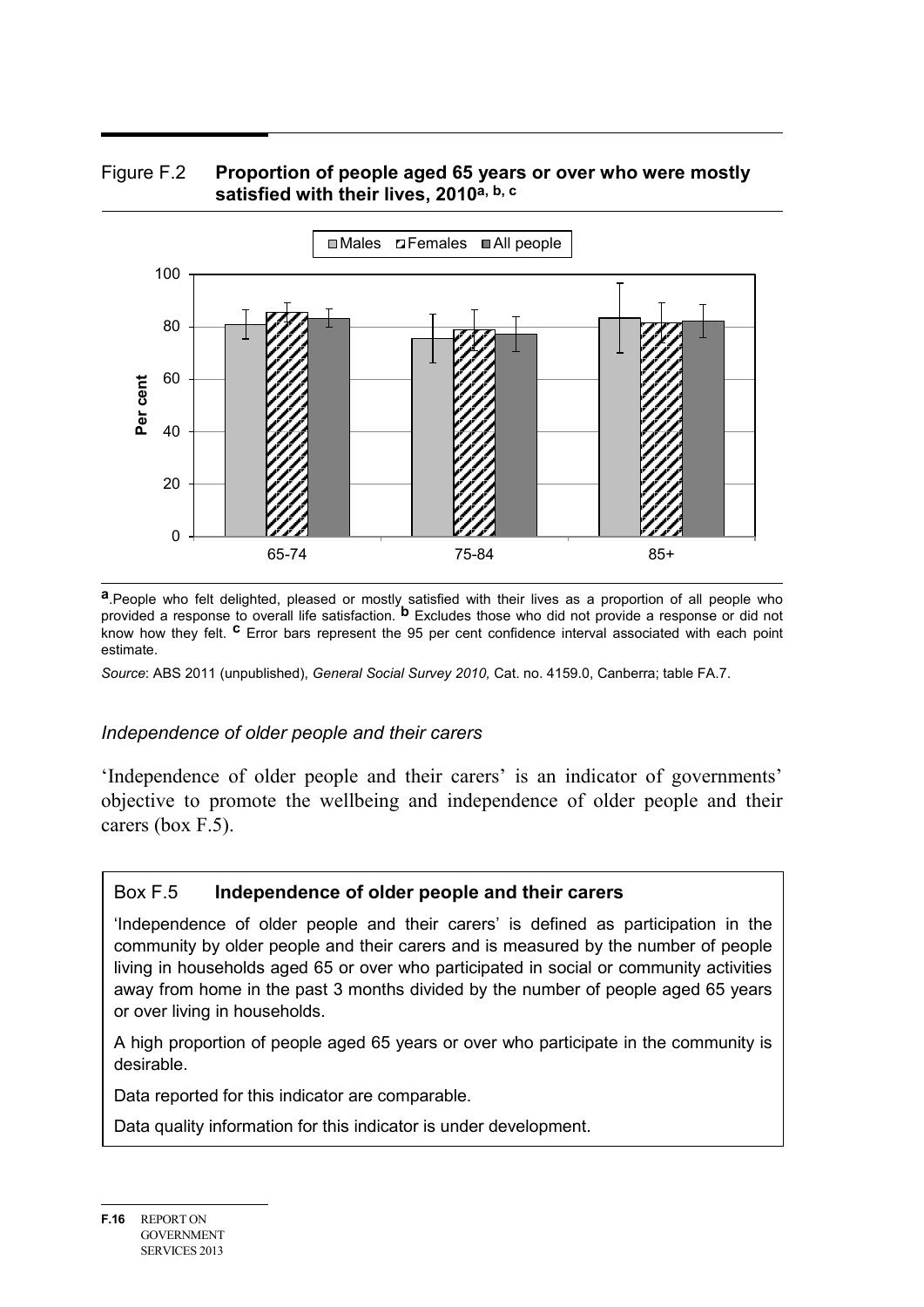Figure F.2 **Proportion of people aged 65 years or over who were mostly satisfied with their lives, 2010[a, b, c]**

[a] People who felt delighted, pleased or mostly satisfied with their lives as a proportion of all people who provided a response to overall life satisfaction. [b] Excludes those who did not provide a response or did not know how they felt. [c] Error bars represent the 95 per cent confidence interval associated with each point estimate.

*Source*: ABS 2011 (unpublished), *General Social Survey 2010,* Cat. no. 4159.0, Canberra; table FA.7.

### *Independence of older people and their carers*

'Independence of older people and their carers' is an indicator of governments' objective to promote the wellbeing and independence of older people and their carers (box F.5).

Box F.5 **Independence of older people and their carers**

'Independence of older people and their carers' is defined as participation in the community by older people and their carers and is measured by the number of people living in households aged 65 or over who participated in social or community activities away from home in the past 3 months divided by the number of people aged 65 years or over living in households.

A high proportion of people aged 65 years or over who participate in the community is desirable.

Data reported for this indicator are comparable.

Data quality information for this indicator is under development.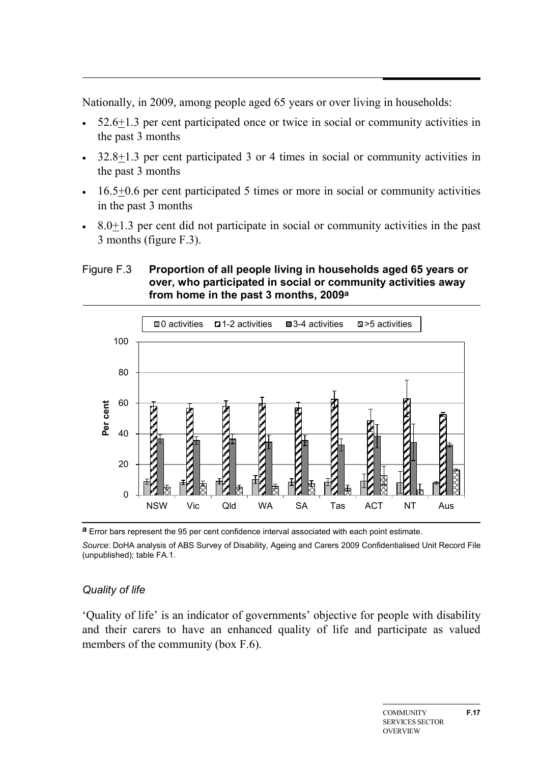Nationally, in 2009, among people aged 65 years or over living in households:

- 52.6+1.3 per cent participated once or twice in social or community activities in the past 3 months
- 32.8+1.3 per cent participated 3 or 4 times in social or community activities in the past 3 months
- 16.5+0.6 per cent participated 5 times or more in social or community activities in the past 3 months
- 8.0+1.3 per cent did not participate in social or community activities in the past 3 months (figure F.3).

Figure F.3 **Proportion of all people living in households aged 65 years or over, who participated in social or community activities away from home in the past 3 months, 2009[a]**

[a] Error bars represent the 95 per cent confidence interval associated with each point estimate.

*Source*: DoHA analysis of ABS Survey of Disability, Ageing and Carers 2009 Confidentialised Unit Record File (unpublished); table FA.1.

### *Quality of life*

'Quality of life' is an indicator of governments' objective for people with disability and their carers to have an enhanced quality of life and participate as valued members of the community (box F.6).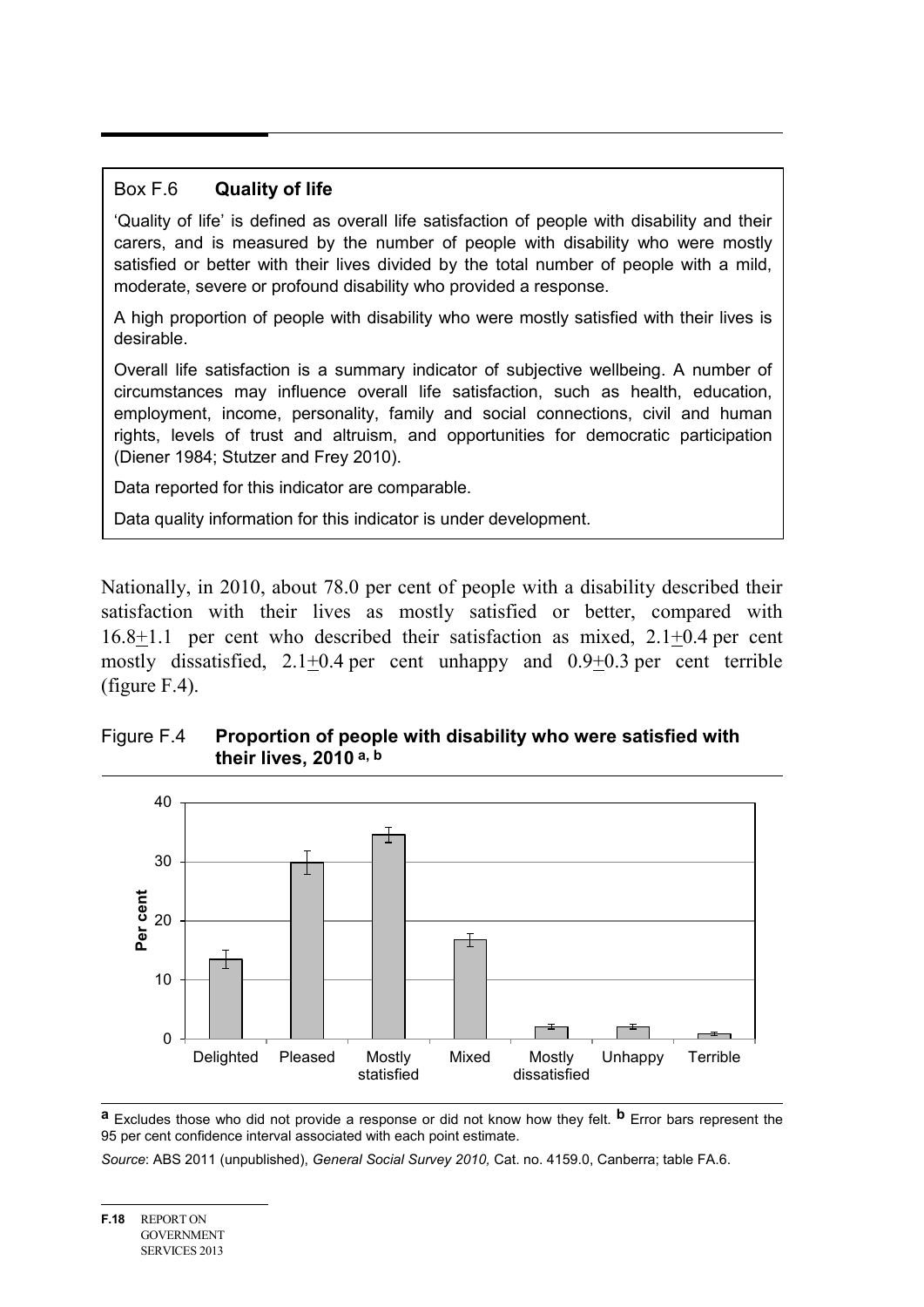Box F.6 **Quality of life**

'Quality of life' is defined as overall life satisfaction of people with disability and their carers, and is measured by the number of people with disability who were mostly satisfied or better with their lives divided by the total number of people with a mild, moderate, severe or profound disability who provided a response.

A high proportion of people with disability who were mostly satisfied with their lives is desirable.

Overall life satisfaction is a summary indicator of subjective wellbeing. A number of circumstances may influence overall life satisfaction, such as health, education, employment, income, personality, family and social connections, civil and human rights, levels of trust and altruism, and opportunities for democratic participation (Diener 1984; Stutzer and Frey 2010).

Data reported for this indicator are comparable.

Data quality information for this indicator is under development.

Nationally, in 2010, about 78.0 per cent of people with a disability described their satisfaction with their lives as mostly satisfied or better, compared with 16.8±1.1 per cent who described their satisfaction as mixed, 2.1±0.4 per cent mostly dissatisfied, 2.1±0.4 per cent unhappy and 0.9±0.3 per cent terrible (figure F.4).

Figure F.4 **Proportion of people with disability who were satisfied with their lives, 2010 [a, b]**

[a] Excludes those who did not provide a response or did not know how they felt. [b] Error bars represent the 95 per cent confidence interval associated with each point estimate.

*Source*: ABS 2011 (unpublished), *General Social Survey 2010,* Cat. no. 4159.0, Canberra; table FA.6.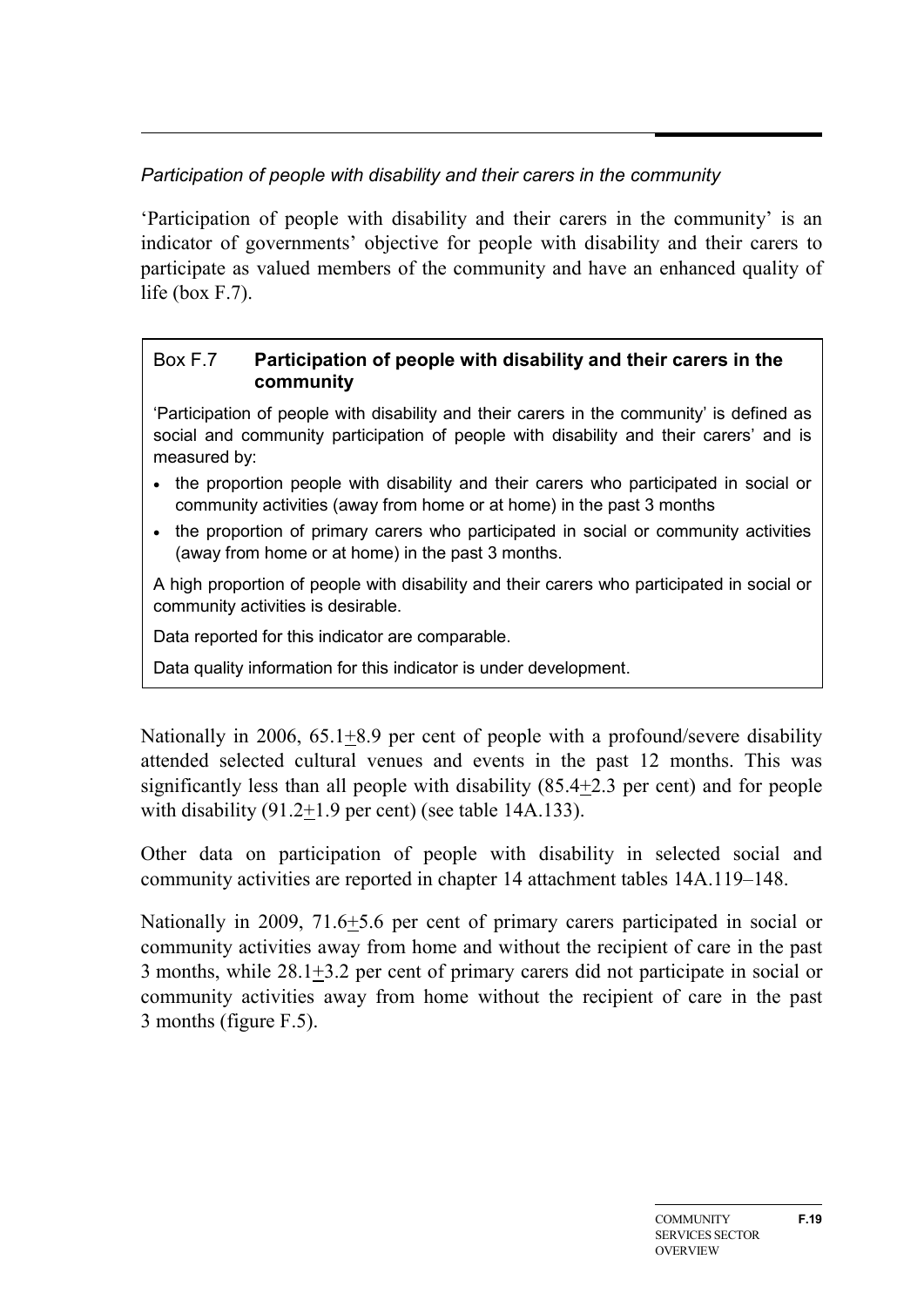*Participation of people with disability and their carers in the community*

'Participation of people with disability and their carers in the community' is an indicator of governments' objective for people with disability and their carers to participate as valued members of the community and have an enhanced quality of life (box F.7).

> **Box F.7 Participation of people with disability and their carers in the community**
>
> 'Participation of people with disability and their carers in the community' is defined as social and community participation of people with disability and their carers' and is measured by:
>
> - the proportion people with disability and their carers who participated in social or community activities (away from home or at home) in the past 3 months
> - the proportion of primary carers who participated in social or community activities (away from home or at home) in the past 3 months.
>
> A high proportion of people with disability and their carers who participated in social or community activities is desirable.
>
> Data reported for this indicator are comparable.
>
> Data quality information for this indicator is under development.

Nationally in 2006, 65.1±8.9 per cent of people with a profound/severe disability attended selected cultural venues and events in the past 12 months. This was significantly less than all people with disability (85.4±2.3 per cent) and for people with disability (91.2±1.9 per cent) (see table 14A.133).

Other data on participation of people with disability in selected social and community activities are reported in chapter 14 attachment tables 14A.119–148.

Nationally in 2009, 71.6±5.6 per cent of primary carers participated in social or community activities away from home and without the recipient of care in the past 3 months, while 28.1±3.2 per cent of primary carers did not participate in social or community activities away from home without the recipient of care in the past 3 months (figure F.5).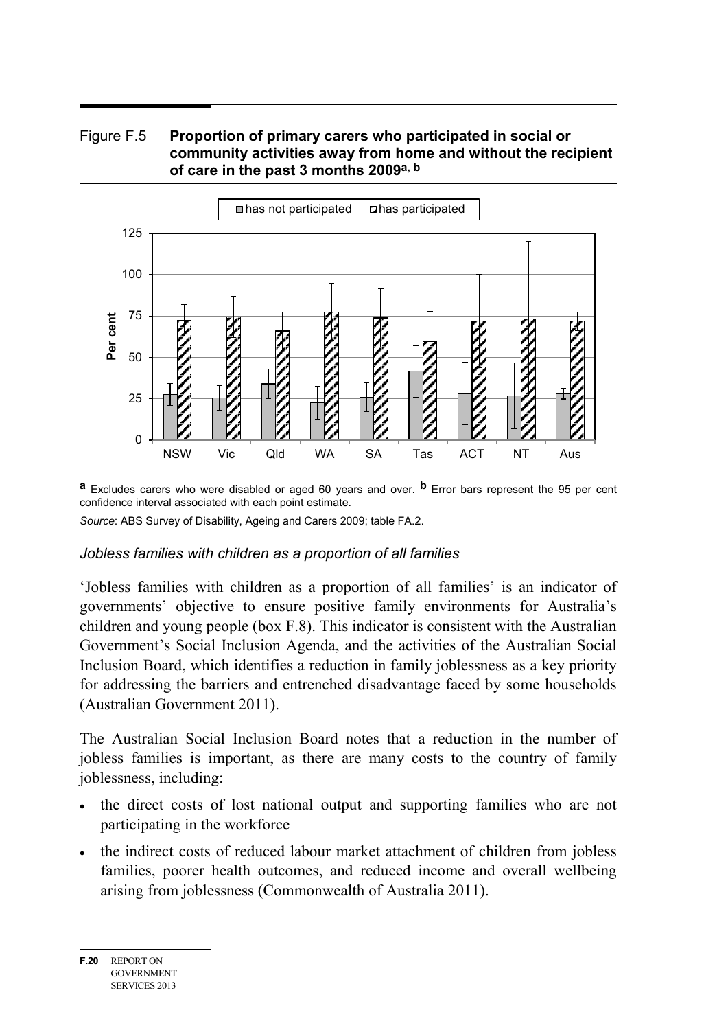Figure F.5 **Proportion of primary carers who participated in social or community activities away from home and without the recipient of care in the past 3 months 2009[a, b]**

[a] Excludes carers who were disabled or aged 60 years and over. [b] Error bars represent the 95 per cent confidence interval associated with each point estimate.

*Source*: ABS Survey of Disability, Ageing and Carers 2009; table FA.2.

*Jobless families with children as a proportion of all families*

'Jobless families with children as a proportion of all families' is an indicator of governments' objective to ensure positive family environments for Australia's children and young people (box F.8). This indicator is consistent with the Australian Government's Social Inclusion Agenda, and the activities of the Australian Social Inclusion Board, which identifies a reduction in family joblessness as a key priority for addressing the barriers and entrenched disadvantage faced by some households (Australian Government 2011).

The Australian Social Inclusion Board notes that a reduction in the number of jobless families is important, as there are many costs to the country of family joblessness, including:

- the direct costs of lost national output and supporting families who are not participating in the workforce
- the indirect costs of reduced labour market attachment of children from jobless families, poorer health outcomes, and reduced income and overall wellbeing arising from joblessness (Commonwealth of Australia 2011).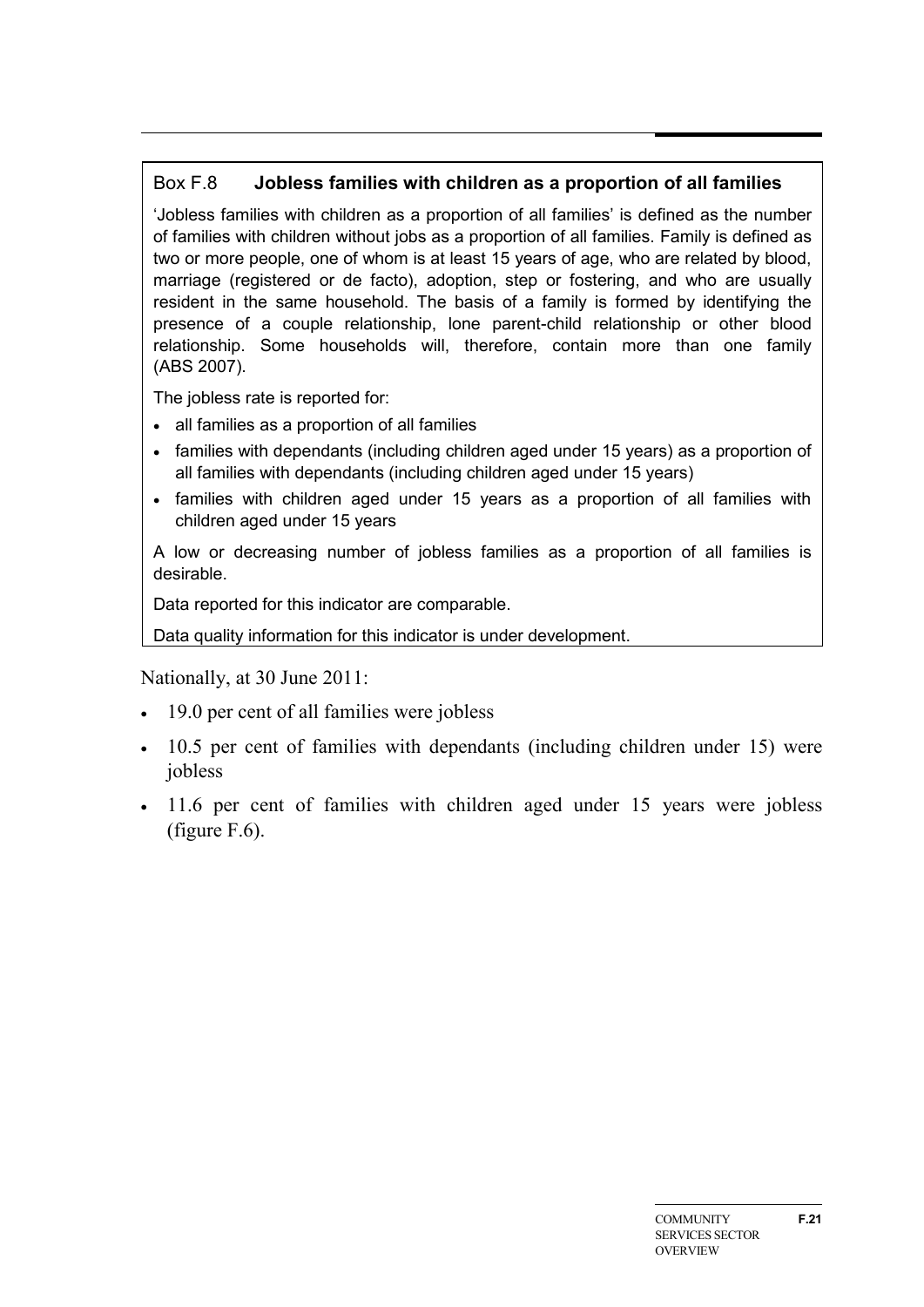### Box F.8 **Jobless families with children as a proportion of all families**

'Jobless families with children as a proportion of all families' is defined as the number of families with children without jobs as a proportion of all families. Family is defined as two or more people, one of whom is at least 15 years of age, who are related by blood, marriage (registered or de facto), adoption, step or fostering, and who are usually resident in the same household. The basis of a family is formed by identifying the presence of a couple relationship, lone parent-child relationship or other blood relationship. Some households will, therefore, contain more than one family (ABS 2007).

The jobless rate is reported for:

- all families as a proportion of all families
- families with dependants (including children aged under 15 years) as a proportion of all families with dependants (including children aged under 15 years)
- families with children aged under 15 years as a proportion of all families with children aged under 15 years

A low or decreasing number of jobless families as a proportion of all families is desirable.

Data reported for this indicator are comparable.

Data quality information for this indicator is under development.

Nationally, at 30 June 2011:

- 19.0 per cent of all families were jobless
- 10.5 per cent of families with dependants (including children under 15) were jobless
- 11.6 per cent of families with children aged under 15 years were jobless (figure F.6).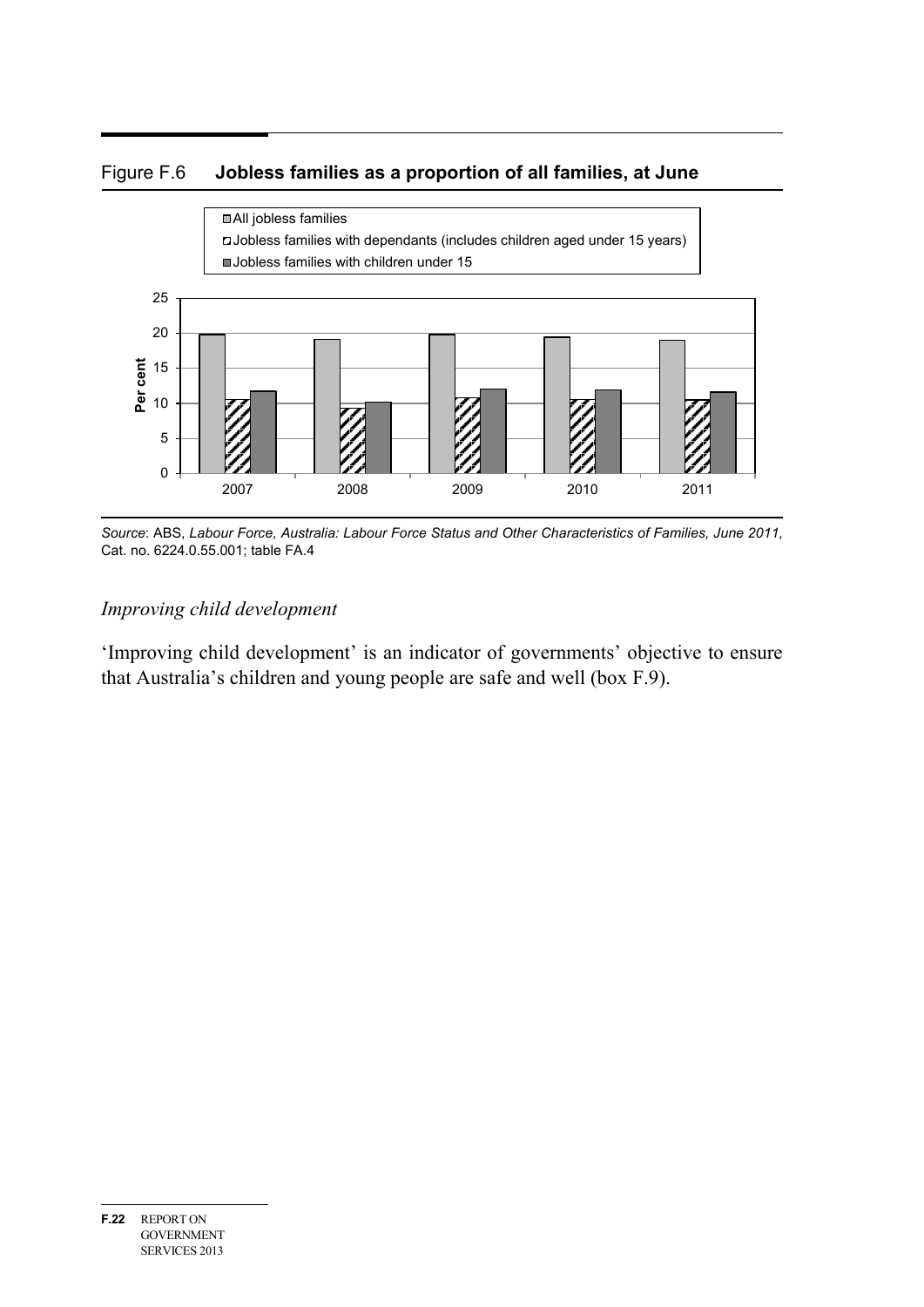Figure F.6 **Jobless families as a proportion of all families, at June**

*Source*: ABS, *Labour Force, Australia: Labour Force Status and Other Characteristics of Families, June 2011,* Cat. no. 6224.0.55.001; table FA.4

### *Improving child development*

'Improving child development' is an indicator of governments' objective to ensure that Australia's children and young people are safe and well (box F.9).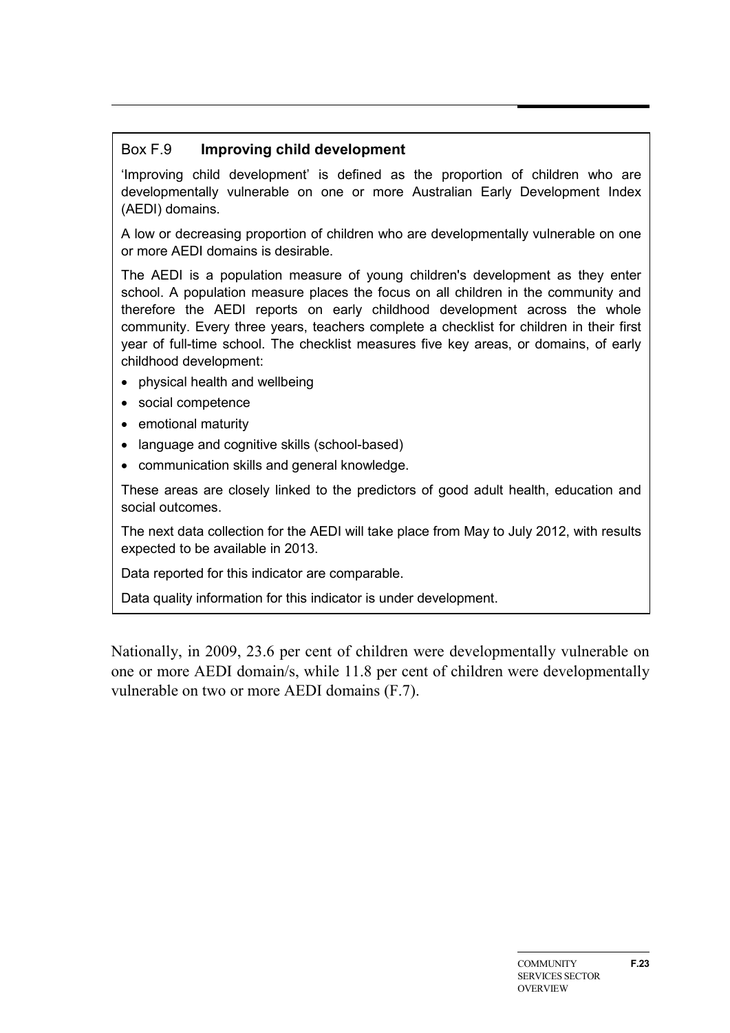### Box F.9 **Improving child development**

'Improving child development' is defined as the proportion of children who are developmentally vulnerable on one or more Australian Early Development Index (AEDI) domains.

A low or decreasing proportion of children who are developmentally vulnerable on one or more AEDI domains is desirable.

The AEDI is a population measure of young children's development as they enter school. A population measure places the focus on all children in the community and therefore the AEDI reports on early childhood development across the whole community. Every three years, teachers complete a checklist for children in their first year of full-time school. The checklist measures five key areas, or domains, of early childhood development:

- physical health and wellbeing
- social competence
- emotional maturity
- language and cognitive skills (school-based)
- communication skills and general knowledge.

These areas are closely linked to the predictors of good adult health, education and social outcomes.

The next data collection for the AEDI will take place from May to July 2012, with results expected to be available in 2013.

Data reported for this indicator are comparable.

Data quality information for this indicator is under development.

Nationally, in 2009, 23.6 per cent of children were developmentally vulnerable on one or more AEDI domain/s, while 11.8 per cent of children were developmentally vulnerable on two or more AEDI domains (F.7).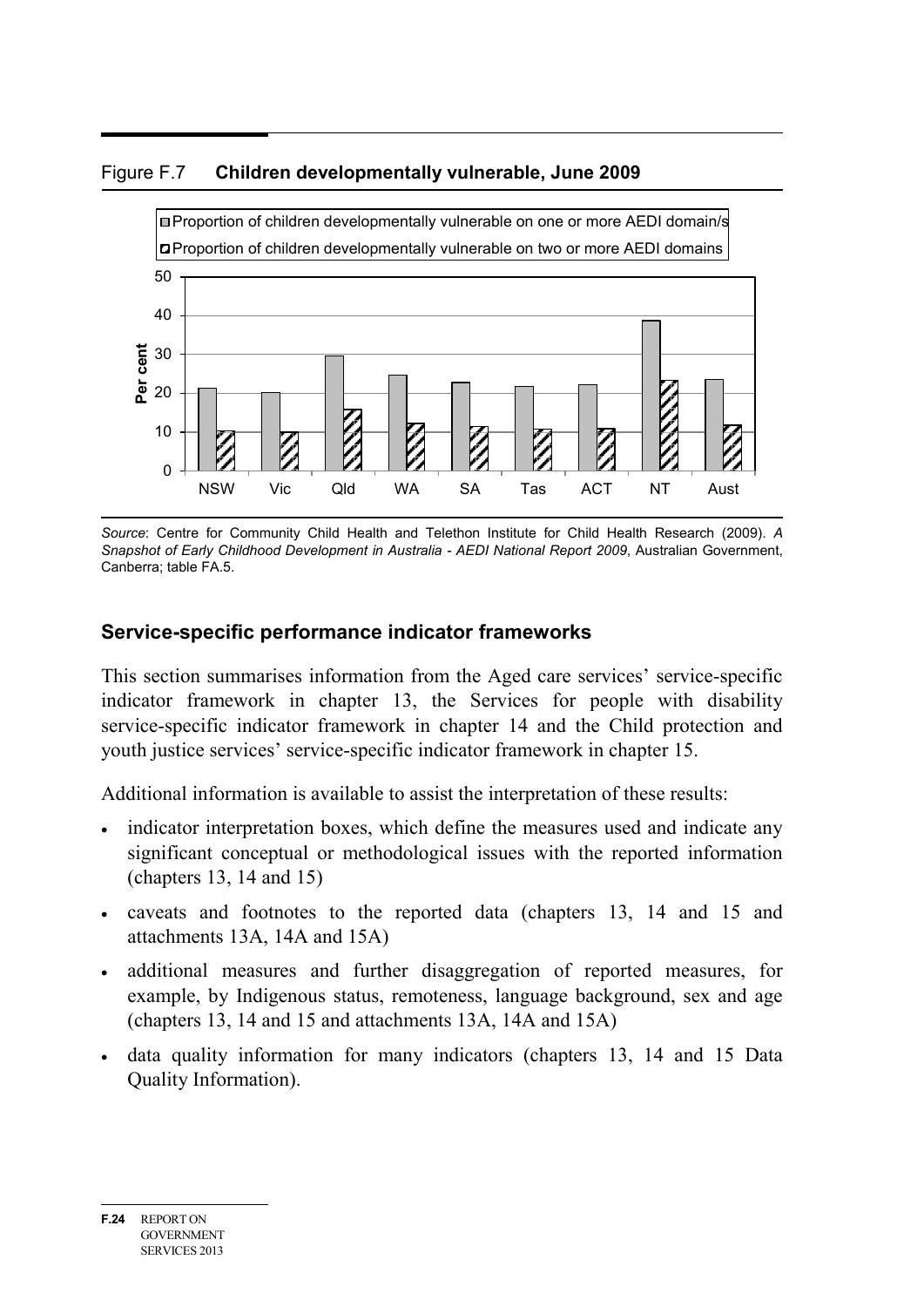Figure F.7 **Children developmentally vulnerable, June 2009**

*Source*: Centre for Community Child Health and Telethon Institute for Child Health Research (2009). *A Snapshot of Early Childhood Development in Australia - AEDI National Report 2009*, Australian Government, Canberra; table FA.5.

## Service-specific performance indicator frameworks

This section summarises information from the Aged care services' service-specific indicator framework in chapter 13, the Services for people with disability service-specific indicator framework in chapter 14 and the Child protection and youth justice services' service-specific indicator framework in chapter 15.

Additional information is available to assist the interpretation of these results:

- indicator interpretation boxes, which define the measures used and indicate any significant conceptual or methodological issues with the reported information (chapters 13, 14 and 15)
- caveats and footnotes to the reported data (chapters 13, 14 and 15 and attachments 13A, 14A and 15A)
- additional measures and further disaggregation of reported measures, for example, by Indigenous status, remoteness, language background, sex and age (chapters 13, 14 and 15 and attachments 13A, 14A and 15A)
- data quality information for many indicators (chapters 13, 14 and 15 Data Quality Information).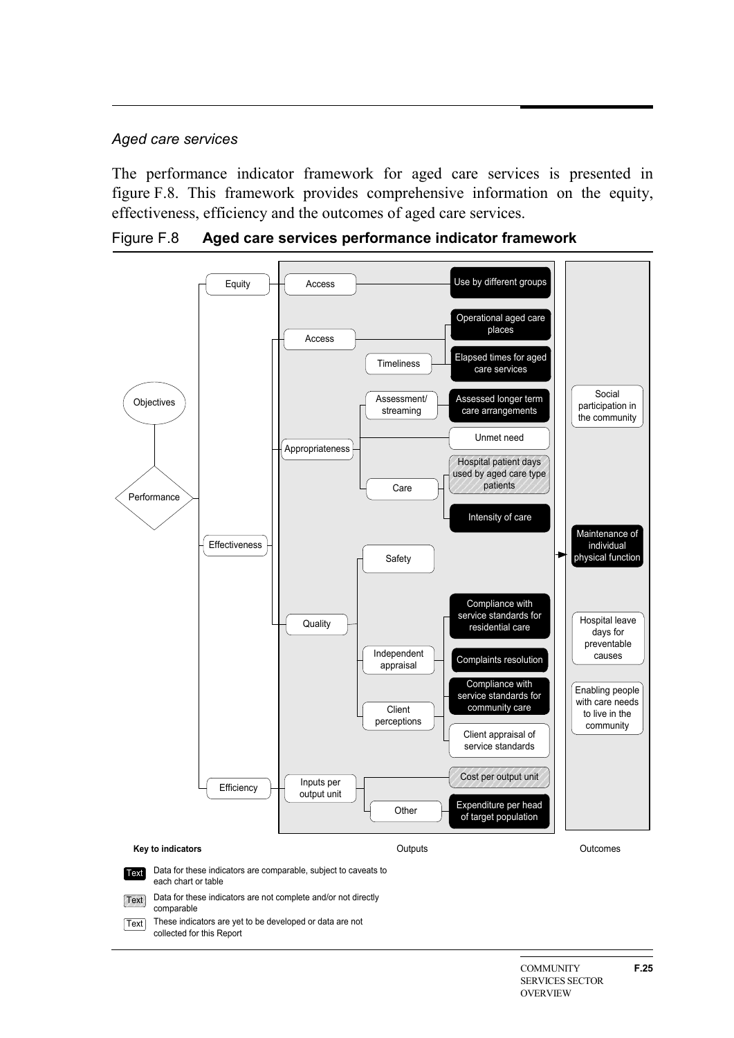*Aged care services*

The performance indicator framework for aged care services is presented in figure F.8. This framework provides comprehensive information on the equity, effectiveness, efficiency and the outcomes of aged care services.

Figure F.8 **Aged care services performance indicator framework**

- Objectives
- Performance
  - Equity
    - Access
      - Use by different groups
  - Effectiveness
    - Access
      - Operational aged care places
      - Timeliness
        - Elapsed times for aged care services
    - Appropriateness
      - Assessment/streaming
        - Assessed longer term care arrangements
      - Unmet need
      - Care
        - Hospital patient days used by aged care type patients
        - Intensity of care
    - Quality
      - Safety
      - Independent appraisal
        - Compliance with service standards for residential care
        - Complaints resolution
      - Client perceptions
        - Compliance with service standards for community care
        - Client appraisal of service standards
  - Efficiency
    - Inputs per output unit
      - Cost per output unit
      - Other
        - Expenditure per head of target population

Outputs

Outcomes:
- Social participation in the community
- Maintenance of individual physical function
- Hospital leave days for preventable causes
- Enabling people with care needs to live in the community

**Key to indicators**

- Text (black box): Data for these indicators are comparable, subject to caveats to each chart or table
- Text (shaded box): Data for these indicators are not complete and/or not directly comparable
- Text (white box): These indicators are yet to be developed or data are not collected for this Report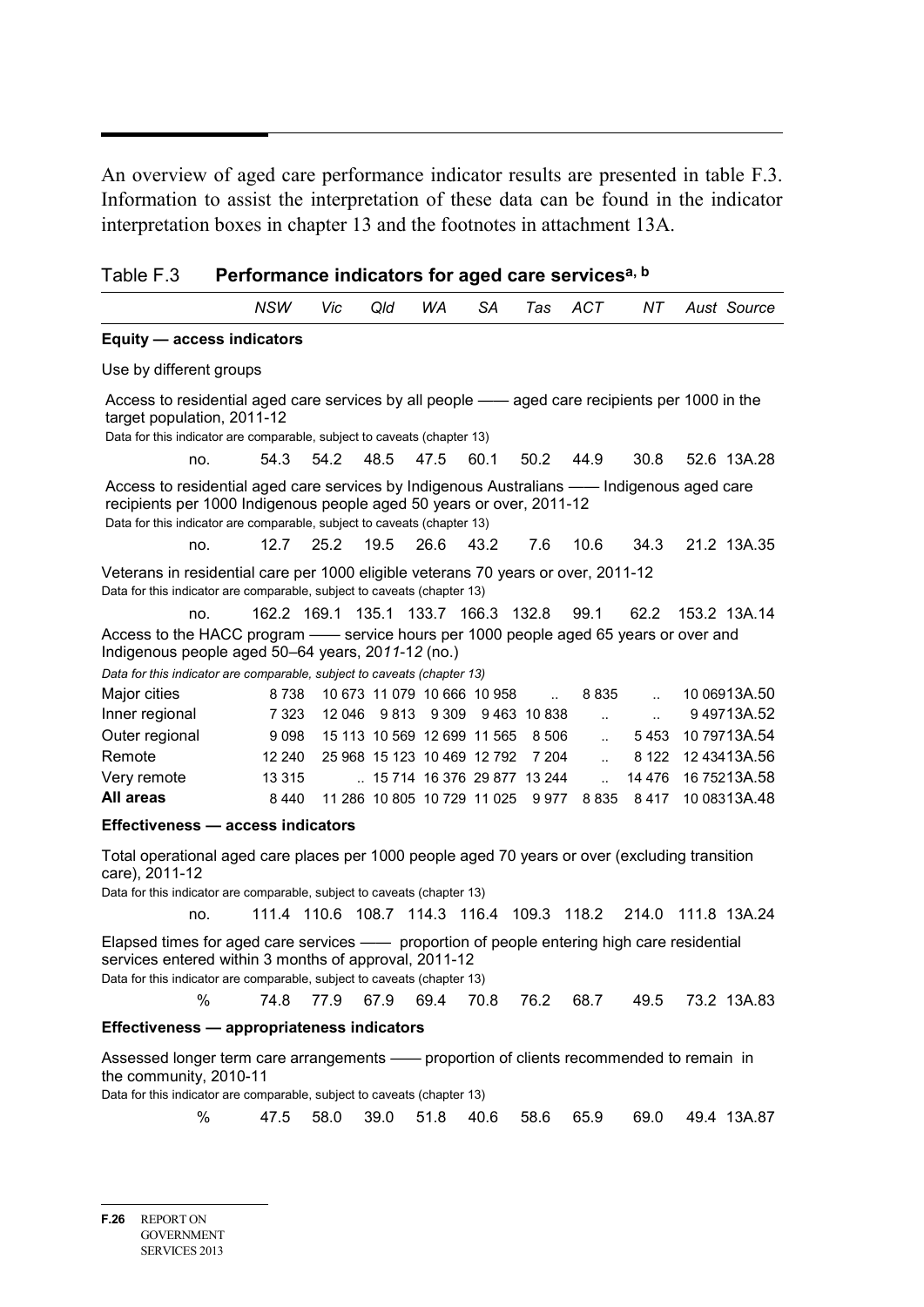An overview of aged care performance indicator results are presented in table F.3. Information to assist the interpretation of these data can be found in the indicator interpretation boxes in chapter 13 and the footnotes in attachment 13A.

Table F.3 **Performance indicators for aged care services[a, b]**

| | NSW | Vic | Qld | WA | SA | Tas | ACT | NT | Aust | Source |
|---|---|---|---|---|---|---|---|---|---|---|
| **Equity — access indicators** | | | | | | | | | | |
| Use by different groups | | | | | | | | | | |
| Access to residential aged care services by all people —— aged care recipients per 1000 in the target population, 2011-12<br>Data for this indicator are comparable, subject to caveats (chapter 13) | | | | | | | | | | |
| no. | 54.3 | 54.2 | 48.5 | 47.5 | 60.1 | 50.2 | 44.9 | 30.8 | 52.6 | 13A.28 |
| Access to residential aged care services by Indigenous Australians —— Indigenous aged care recipients per 1000 Indigenous people aged 50 years or over, 2011-12<br>Data for this indicator are comparable, subject to caveats (chapter 13) | | | | | | | | | | |
| no. | 12.7 | 25.2 | 19.5 | 26.6 | 43.2 | 7.6 | 10.6 | 34.3 | 21.2 | 13A.35 |
| Veterans in residential care per 1000 eligible veterans 70 years or over, 2011-12<br>Data for this indicator are comparable, subject to caveats (chapter 13) | | | | | | | | | | |
| no. | 162.2 | 169.1 | 135.1 | 133.7 | 166.3 | 132.8 | 99.1 | 62.2 | 153.2 | 13A.14 |
| Access to the HACC program —— service hours per 1000 people aged 65 years or over and Indigenous people aged 50–64 years, 2011-12 (no.)<br>*Data for this indicator are comparable, subject to caveats (chapter 13)* | | | | | | | | | | |
| Major cities | 8 738 | 10 673 | 11 079 | 10 666 | 10 958 | .. | 8 835 | .. | 10 069 | 13A.50 |
| Inner regional | 7 323 | 12 046 | 9 813 | 9 309 | 9 463 | 10 838 | .. | .. | 9 497 | 13A.52 |
| Outer regional | 9 098 | 15 113 | 10 569 | 12 699 | 11 565 | 8 506 | .. | 5 453 | 10 797 | 13A.54 |
| Remote | 12 240 | 25 968 | 15 123 | 10 469 | 12 792 | 7 204 | .. | 8 122 | 12 434 | 13A.56 |
| Very remote | 13 315 | .. | 15 714 | 16 376 | 29 877 | 13 244 | .. | 14 476 | 16 752 | 13A.58 |
| **All areas** | 8 440 | 11 286 | 10 805 | 10 729 | 11 025 | 9 977 | 8 835 | 8 417 | 10 083 | 13A.48 |
| **Effectiveness — access indicators** | | | | | | | | | | |
| Total operational aged care places per 1000 people aged 70 years or over (excluding transition care), 2011-12<br>Data for this indicator are comparable, subject to caveats (chapter 13) | | | | | | | | | | |
| no. | 111.4 | 110.6 | 108.7 | 114.3 | 116.4 | 109.3 | 118.2 | 214.0 | 111.8 | 13A.24 |
| Elapsed times for aged care services —— proportion of people entering high care residential services entered within 3 months of approval, 2011-12<br>Data for this indicator are comparable, subject to caveats (chapter 13) | | | | | | | | | | |
| % | 74.8 | 77.9 | 67.9 | 69.4 | 70.8 | 76.2 | 68.7 | 49.5 | 73.2 | 13A.83 |
| **Effectiveness — appropriateness indicators** | | | | | | | | | | |
| Assessed longer term care arrangements —— proportion of clients recommended to remain in the community, 2010-11<br>Data for this indicator are comparable, subject to caveats (chapter 13) | | | | | | | | | | |
| % | 47.5 | 58.0 | 39.0 | 51.8 | 40.6 | 58.6 | 65.9 | 69.0 | 49.4 | 13A.87 |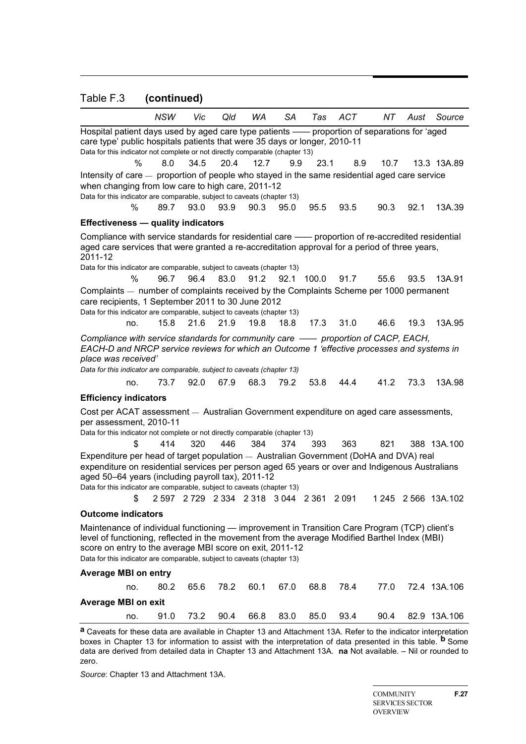## Table F.3 (continued)

| | NSW | Vic | Qld | WA | SA | Tas | ACT | NT | Aust | Source |
|---|---|---|---|---|---|---|---|---|---|---|
| Hospital patient days used by aged care type patients —— proportion of separations for 'aged care type' public hospitals patients that were 35 days or longer, 2010-11 | | | | | | | | | | |
| Data for this indicator not complete or not directly comparable (chapter 13) | | | | | | | | | | |
| % | 8.0 | 34.5 | 20.4 | 12.7 | 9.9 | 23.1 | 8.9 | 10.7 | 13.3 | 13A.89 |
| Intensity of care — proportion of people who stayed in the same residential aged care service when changing from low care to high care, 2011-12 | | | | | | | | | | |
| Data for this indicator are comparable, subject to caveats (chapter 13) | | | | | | | | | | |
| % | 89.7 | 93.0 | 93.9 | 90.3 | 95.0 | 95.5 | 93.5 | 90.3 | 92.1 | 13A.39 |
| **Effectiveness — quality indicators** | | | | | | | | | | |
| Compliance with service standards for residential care —— proportion of re-accredited residential aged care services that were granted a re-accreditation approval for a period of three years, 2011-12 | | | | | | | | | | |
| Data for this indicator are comparable, subject to caveats (chapter 13) | | | | | | | | | | |
| % | 96.7 | 96.4 | 83.0 | 91.2 | 92.1 | 100.0 | 91.7 | 55.6 | 93.5 | 13A.91 |
| Complaints — number of complaints received by the Complaints Scheme per 1000 permanent care recipients, 1 September 2011 to 30 June 2012 | | | | | | | | | | |
| Data for this indicator are comparable, subject to caveats (chapter 13) | | | | | | | | | | |
| no. | 15.8 | 21.6 | 21.9 | 19.8 | 18.8 | 17.3 | 31.0 | 46.6 | 19.3 | 13A.95 |
| *Compliance with service standards for community care —— proportion of CACP, EACH, EACH-D and NRCP service reviews for which an Outcome 1 'effective processes and systems in place was received'* | | | | | | | | | | |
| *Data for this indicator are comparable, subject to caveats (chapter 13)* | | | | | | | | | | |
| no. | 73.7 | 92.0 | 67.9 | 68.3 | 79.2 | 53.8 | 44.4 | 41.2 | 73.3 | 13A.98 |
| **Efficiency indicators** | | | | | | | | | | |
| Cost per ACAT assessment — Australian Government expenditure on aged care assessments, per assessment, 2010-11 | | | | | | | | | | |
| Data for this indicator not complete or not directly comparable (chapter 13) | | | | | | | | | | |
| $ | 414 | 320 | 446 | 384 | 374 | 393 | 363 | 821 | 388 | 13A.100 |
| Expenditure per head of target population — Australian Government (DoHA and DVA) real expenditure on residential services per person aged 65 years or over and Indigenous Australians aged 50–64 years (including payroll tax), 2011-12 | | | | | | | | | | |
| Data for this indicator are comparable, subject to caveats (chapter 13) | | | | | | | | | | |
| $ | 2 597 | 2 729 | 2 334 | 2 318 | 3 044 | 2 361 | 2 091 | 1 245 | 2 566 | 13A.102 |
| **Outcome indicators** | | | | | | | | | | |
| Maintenance of individual functioning — improvement in Transition Care Program (TCP) client's level of functioning, reflected in the movement from the average Modified Barthel Index (MBI) score on entry to the average MBI score on exit, 2011-12 | | | | | | | | | | |
| Data for this indicator are comparable, subject to caveats (chapter 13) | | | | | | | | | | |
| **Average MBI on entry** | | | | | | | | | | |
| no. | 80.2 | 65.6 | 78.2 | 60.1 | 67.0 | 68.8 | 78.4 | 77.0 | 72.4 | 13A.106 |
| **Average MBI on exit** | | | | | | | | | | |
| no. | 91.0 | 73.2 | 90.4 | 66.8 | 83.0 | 85.0 | 93.4 | 90.4 | 82.9 | 13A.106 |

**a** Caveats for these data are available in Chapter 13 and Attachment 13A. Refer to the indicator interpretation boxes in Chapter 13 for information to assist with the interpretation of data presented in this table. **b** Some data are derived from detailed data in Chapter 13 and Attachment 13A. **na** Not available. – Nil or rounded to zero.

*Source*: Chapter 13 and Attachment 13A.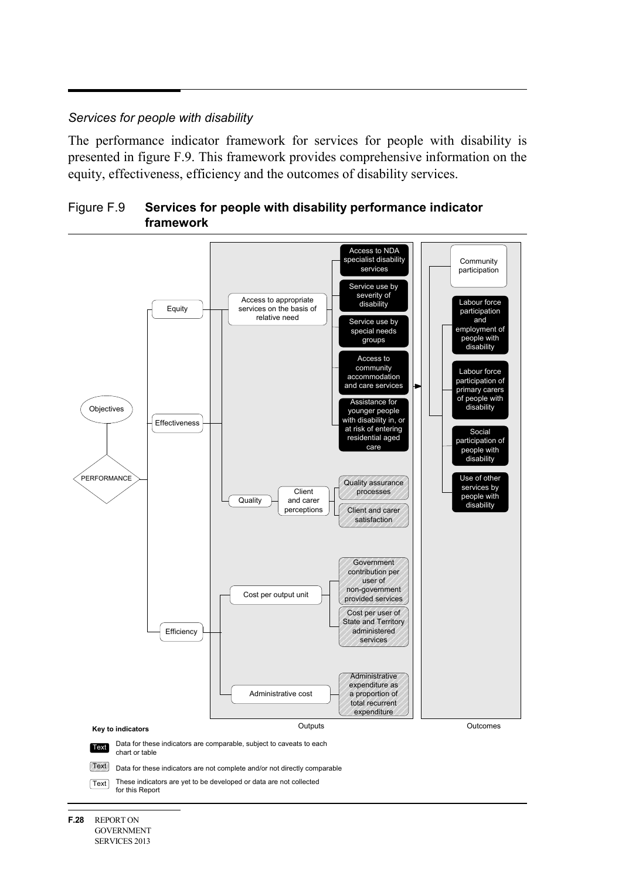*Services for people with disability*

The performance indicator framework for services for people with disability is presented in figure F.9. This framework provides comprehensive information on the equity, effectiveness, efficiency and the outcomes of disability services.

Figure F.9 **Services for people with disability performance indicator framework**

- PERFORMANCE → Objectives
- Equity
  - Access to appropriate services on the basis of relative need
    - Access to NDA specialist disability services
    - Service use by severity of disability
    - Service use by special needs groups
    - Access to community accommodation and care services
    - Assistance for younger people with disability in, or at risk of entering residential aged care
- Effectiveness
  - Access to appropriate services on the basis of relative need (as above)
  - Quality
    - Client and carer perceptions
      - Quality assurance processes
      - Client and carer satisfaction
- Efficiency
  - Cost per output unit
    - Government contribution per user of non-government provided services
    - Cost per user of State and Territory administered services
  - Administrative cost
    - Administrative expenditure as a proportion of total recurrent expenditure

Outputs → Outcomes

Outcomes:
- Community participation
- Labour force participation and employment of people with disability
- Labour force participation of primary carers of people with disability
- Social participation of people with disability
- Use of other services by people with disability

**Key to indicators**

- Text (black box): Data for these indicators are comparable, subject to caveats to each chart or table
- Text (shaded box): Data for these indicators are not complete and/or not directly comparable
- Text (white box): These indicators are yet to be developed or data are not collected for this Report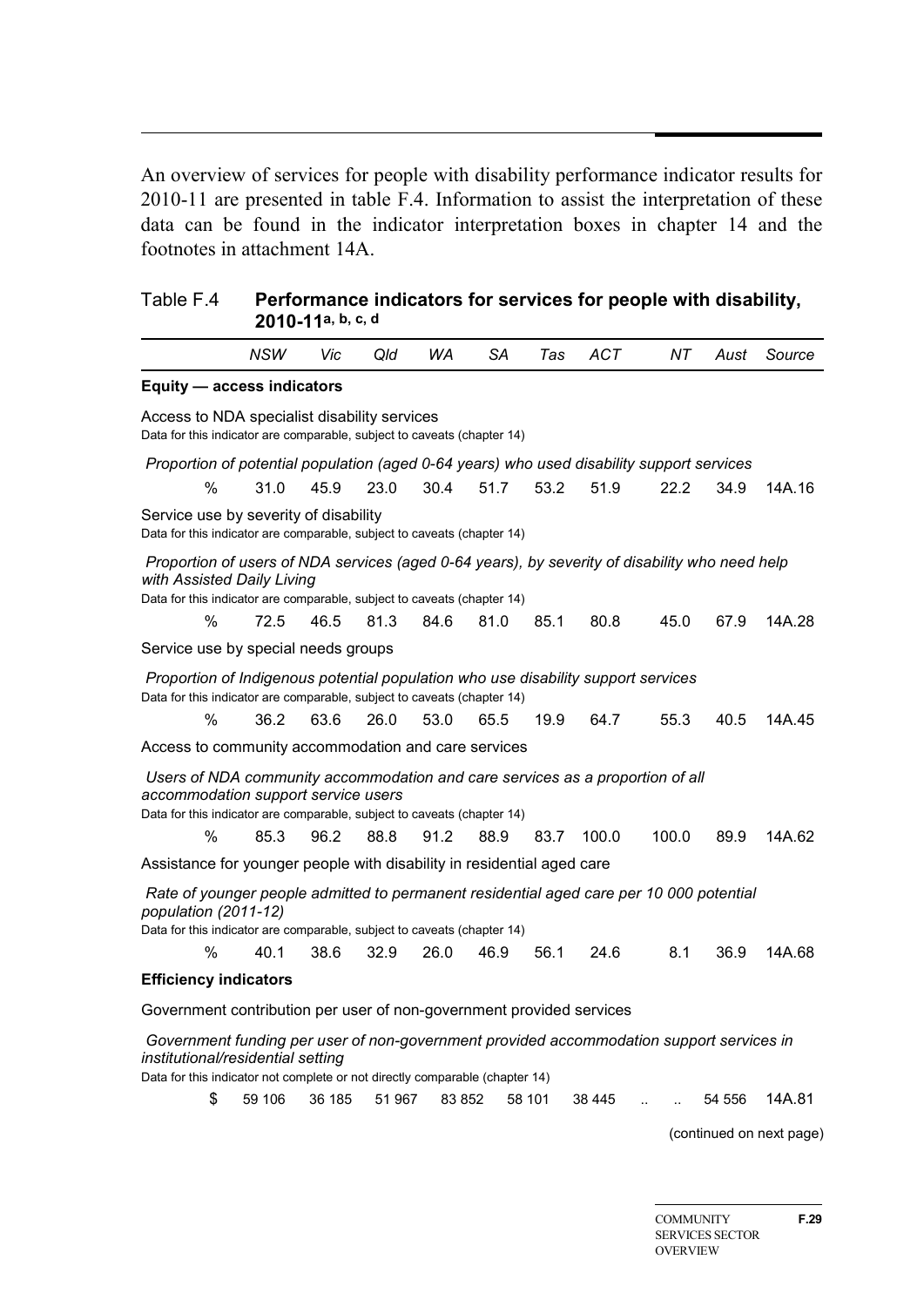An overview of services for people with disability performance indicator results for 2010-11 are presented in table F.4. Information to assist the interpretation of these data can be found in the indicator interpretation boxes in chapter 14 and the footnotes in attachment 14A.

Table F.4 **Performance indicators for services for people with disability, 2010-11[a, b, c, d]**

| | *NSW* | *Vic* | *Qld* | *WA* | *SA* | *Tas* | *ACT* | *NT* | *Aust* | *Source* |
|---|---|---|---|---|---|---|---|---|---|---|
| **Equity — access indicators** | | | | | | | | | | |
| Access to NDA specialist disability services | | | | | | | | | | |
| Data for this indicator are comparable, subject to caveats (chapter 14) | | | | | | | | | | |
| *Proportion of potential population (aged 0-64 years) who used disability support services* | | | | | | | | | | |
| % | 31.0 | 45.9 | 23.0 | 30.4 | 51.7 | 53.2 | 51.9 | 22.2 | 34.9 | 14A.16 |
| Service use by severity of disability | | | | | | | | | | |
| Data for this indicator are comparable, subject to caveats (chapter 14) | | | | | | | | | | |
| *Proportion of users of NDA services (aged 0-64 years), by severity of disability who need help with Assisted Daily Living* | | | | | | | | | | |
| Data for this indicator are comparable, subject to caveats (chapter 14) | | | | | | | | | | |
| % | 72.5 | 46.5 | 81.3 | 84.6 | 81.0 | 85.1 | 80.8 | 45.0 | 67.9 | 14A.28 |
| Service use by special needs groups | | | | | | | | | | |
| *Proportion of Indigenous potential population who use disability support services* | | | | | | | | | | |
| Data for this indicator are comparable, subject to caveats (chapter 14) | | | | | | | | | | |
| % | 36.2 | 63.6 | 26.0 | 53.0 | 65.5 | 19.9 | 64.7 | 55.3 | 40.5 | 14A.45 |
| Access to community accommodation and care services | | | | | | | | | | |
| *Users of NDA community accommodation and care services as a proportion of all accommodation support service users* | | | | | | | | | | |
| Data for this indicator are comparable, subject to caveats (chapter 14) | | | | | | | | | | |
| % | 85.3 | 96.2 | 88.8 | 91.2 | 88.9 | 83.7 | 100.0 | 100.0 | 89.9 | 14A.62 |
| Assistance for younger people with disability in residential aged care | | | | | | | | | | |
| *Rate of younger people admitted to permanent residential aged care per 10 000 potential population (2011-12)* | | | | | | | | | | |
| Data for this indicator are comparable, subject to caveats (chapter 14) | | | | | | | | | | |
| % | 40.1 | 38.6 | 32.9 | 26.0 | 46.9 | 56.1 | 24.6 | 8.1 | 36.9 | 14A.68 |
| **Efficiency indicators** | | | | | | | | | | |
| Government contribution per user of non-government provided services | | | | | | | | | | |
| *Government funding per user of non-government provided accommodation support services in institutional/residential setting* | | | | | | | | | | |
| Data for this indicator not complete or not directly comparable (chapter 14) | | | | | | | | | | |
| $ | 59 106 | 36 185 | 51 967 | 83 852 | 58 101 | 38 445 | .. | .. | 54 556 | 14A.81 |

(continued on next page)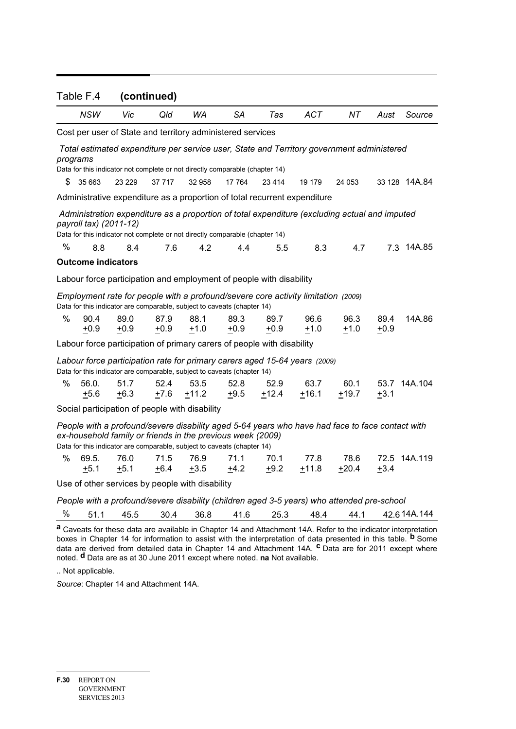Table F.4 **(continued)**

| | NSW | Vic | Qld | WA | SA | Tas | ACT | NT | Aust | Source |
|---|---|---|---|---|---|---|---|---|---|---|
| Cost per user of State and territory administered services | | | | | | | | | | |
| *Total estimated expenditure per service user, State and Territory government administered programs* | | | | | | | | | | |
| Data for this indicator not complete or not directly comparable (chapter 14) | | | | | | | | | | |
| $ | 35 663 | 23 229 | 37 717 | 32 958 | 17 764 | 23 414 | 19 179 | 24 053 | 33 128 | 14A.84 |
| Administrative expenditure as a proportion of total recurrent expenditure | | | | | | | | | | |
| *Administration expenditure as a proportion of total expenditure (excluding actual and imputed payroll tax) (2011-12)* | | | | | | | | | | |
| Data for this indicator not complete or not directly comparable (chapter 14) | | | | | | | | | | |
| % | 8.8 | 8.4 | 7.6 | 4.2 | 4.4 | 5.5 | 8.3 | 4.7 | 7.3 | 14A.85 |
| **Outcome indicators** | | | | | | | | | | |
| Labour force participation and employment of people with disability | | | | | | | | | | |
| *Employment rate for people with a profound/severe core activity limitation (2009)* | | | | | | | | | | |
| Data for this indicator are comparable, subject to caveats (chapter 14) | | | | | | | | | | |
| % | 90.4 ±0.9 | 89.0 ±0.9 | 87.9 ±0.9 | 88.1 ±1.0 | 89.3 ±0.9 | 89.7 ±0.9 | 96.6 ±1.0 | 96.3 ±1.0 | 89.4 ±0.9 | 14A.86 |
| Labour force participation of primary carers of people with disability | | | | | | | | | | |
| *Labour force participation rate for primary carers aged 15-64 years (2009)* | | | | | | | | | | |
| Data for this indicator are comparable, subject to caveats (chapter 14) | | | | | | | | | | |
| % | 56.0. ±5.6 | 51.7 ±6.3 | 52.4 ±7.6 | 53.5 ±11.2 | 52.8 ±9.5 | 52.9 ±12.4 | 63.7 ±16.1 | 60.1 ±19.7 | 53.7 ±3.1 | 14A.104 |
| Social participation of people with disability | | | | | | | | | | |
| *People with a profound/severe disability aged 5-64 years who have had face to face contact with ex-household family or friends in the previous week (2009)* | | | | | | | | | | |
| Data for this indicator are comparable, subject to caveats (chapter 14) | | | | | | | | | | |
| % | 69.5. ±5.1 | 76.0 ±5.1 | 71.5 ±6.4 | 76.9 ±3.5 | 71.1 ±4.2 | 70.1 ±9.2 | 77.8 ±11.8 | 78.6 ±20.4 | 72.5 ±3.4 | 14A.119 |
| Use of other services by people with disability | | | | | | | | | | |
| *People with a profound/severe disability (children aged 3-5 years) who attended pre-school* | | | | | | | | | | |
| % | 51.1 | 45.5 | 30.4 | 36.8 | 41.6 | 25.3 | 48.4 | 44.1 | 42.6 | 14A.144 |

[a] Caveats for these data are available in Chapter 14 and Attachment 14A. Refer to the indicator interpretation boxes in Chapter 14 for information to assist with the interpretation of data presented in this table. [b] Some data are derived from detailed data in Chapter 14 and Attachment 14A. [c] Data are for 2011 except where noted. [d] Data are as at 30 June 2011 except where noted. **na** Not available.

.. Not applicable.

*Source*: Chapter 14 and Attachment 14A.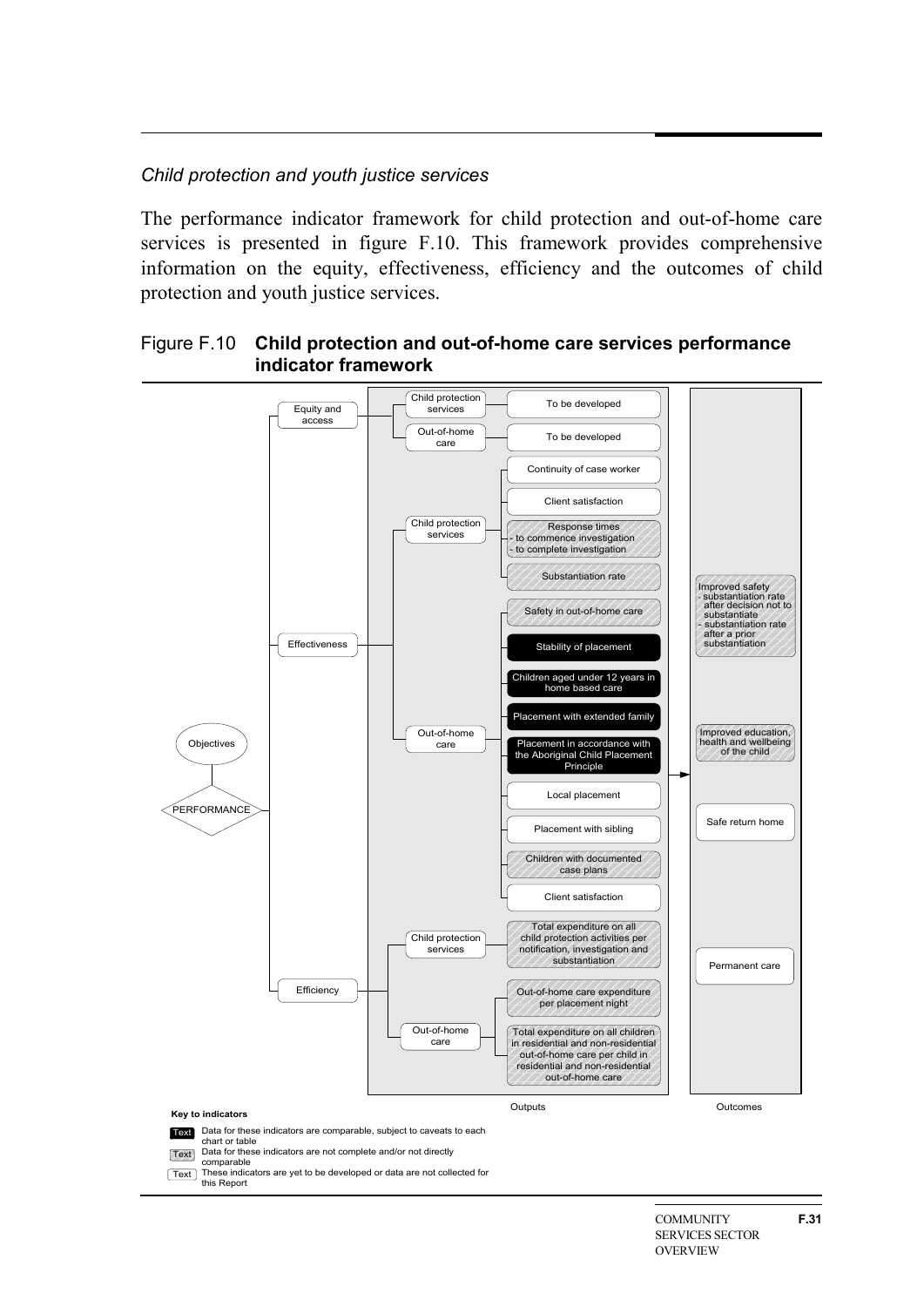*Child protection and youth justice services*

The performance indicator framework for child protection and out-of-home care services is presented in figure F.10. This framework provides comprehensive information on the equity, effectiveness, efficiency and the outcomes of child protection and youth justice services.

Figure F.10 **Child protection and out-of-home care services performance indicator framework**

- Objectives
- PERFORMANCE
  - Equity and access
    - Child protection services
      - To be developed
    - Out-of-home care
      - To be developed
  - Effectiveness
    - Child protection services
      - Continuity of case worker
      - Client satisfaction
      - Response times
        - to commence investigation
        - to complete investigation
      - Substantiation rate
    - Out-of-home care
      - Safety in out-of-home care
      - Stability of placement
      - Children aged under 12 years in home based care
      - Placement with extended family
      - Placement in accordance with the Aboriginal Child Placement Principle
      - Local placement
      - Placement with sibling
      - Children with documented case plans
      - Client satisfaction
  - Efficiency
    - Child protection services
      - Total expenditure on all child protection activities per notification, investigation and substantiation
    - Out-of-home care
      - Out-of-home care expenditure per placement night
      - Total expenditure on all children in residential and non-residential out-of-home care per child in residential and non-residential out-of-home care

Outputs

Outcomes

- Improved safety
  - substantiation rate after decision not to substantiate
  - substantiation rate after a prior substantiation
- Improved education, health and wellbeing of the child
- Safe return home
- Permanent care

**Key to indicators**

- Text: Data for these indicators are comparable, subject to caveats to each chart or table
- Text: Data for these indicators are not complete and/or not directly comparable
- Text: These indicators are yet to be developed or data are not collected for this Report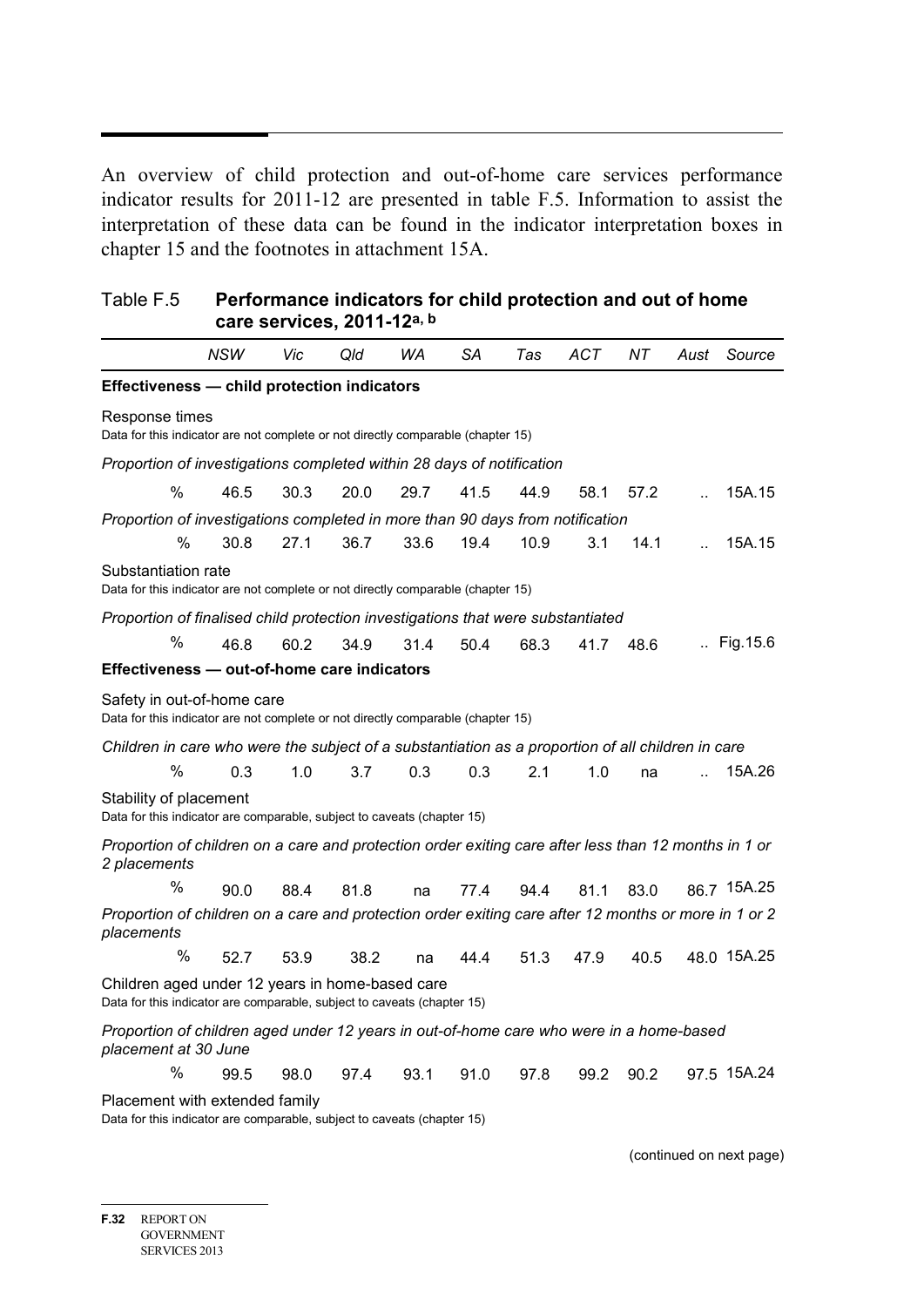An overview of child protection and out-of-home care services performance indicator results for 2011-12 are presented in table F.5. Information to assist the interpretation of these data can be found in the indicator interpretation boxes in chapter 15 and the footnotes in attachment 15A.

Table F.5 **Performance indicators for child protection and out of home care services, 2011-12[a, b]**

| | *NSW* | *Vic* | *Qld* | *WA* | *SA* | *Tas* | *ACT* | *NT* | *Aust* | *Source* |
|---|---|---|---|---|---|---|---|---|---|---|
| **Effectiveness — child protection indicators** | | | | | | | | | | |
| Response times<br>Data for this indicator are not complete or not directly comparable (chapter 15) | | | | | | | | | | |
| *Proportion of investigations completed within 28 days of notification* | | | | | | | | | | |
| % | 46.5 | 30.3 | 20.0 | 29.7 | 41.5 | 44.9 | 58.1 | 57.2 | .. | 15A.15 |
| *Proportion of investigations completed in more than 90 days from notification* | | | | | | | | | | |
| % | 30.8 | 27.1 | 36.7 | 33.6 | 19.4 | 10.9 | 3.1 | 14.1 | .. | 15A.15 |
| Substantiation rate<br>Data for this indicator are not complete or not directly comparable (chapter 15) | | | | | | | | | | |
| *Proportion of finalised child protection investigations that were substantiated* | | | | | | | | | | |
| % | 46.8 | 60.2 | 34.9 | 31.4 | 50.4 | 68.3 | 41.7 | 48.6 | .. | Fig.15.6 |
| **Effectiveness — out-of-home care indicators** | | | | | | | | | | |
| Safety in out-of-home care<br>Data for this indicator are not complete or not directly comparable (chapter 15) | | | | | | | | | | |
| *Children in care who were the subject of a substantiation as a proportion of all children in care* | | | | | | | | | | |
| % | 0.3 | 1.0 | 3.7 | 0.3 | 0.3 | 2.1 | 1.0 | na | .. | 15A.26 |
| Stability of placement<br>Data for this indicator are comparable, subject to caveats (chapter 15) | | | | | | | | | | |
| *Proportion of children on a care and protection order exiting care after less than 12 months in 1 or 2 placements* | | | | | | | | | | |
| % | 90.0 | 88.4 | 81.8 | na | 77.4 | 94.4 | 81.1 | 83.0 | 86.7 | 15A.25 |
| *Proportion of children on a care and protection order exiting care after 12 months or more in 1 or 2 placements* | | | | | | | | | | |
| % | 52.7 | 53.9 | 38.2 | na | 44.4 | 51.3 | 47.9 | 40.5 | 48.0 | 15A.25 |
| Children aged under 12 years in home-based care<br>Data for this indicator are comparable, subject to caveats (chapter 15) | | | | | | | | | | |
| *Proportion of children aged under 12 years in out-of-home care who were in a home-based placement at 30 June* | | | | | | | | | | |
| % | 99.5 | 98.0 | 97.4 | 93.1 | 91.0 | 97.8 | 99.2 | 90.2 | 97.5 | 15A.24 |
| Placement with extended family<br>Data for this indicator are comparable, subject to caveats (chapter 15) | | | | | | | | | | |

(continued on next page)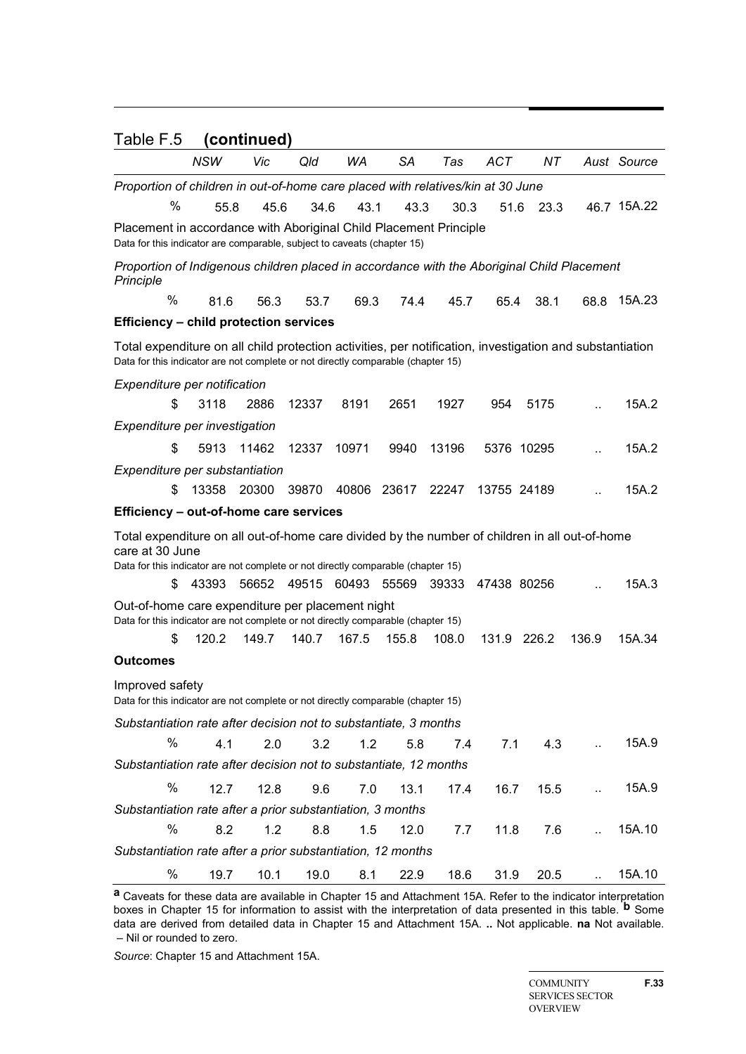## Table F.5 **(continued)**

| | NSW | Vic | Qld | WA | SA | Tas | ACT | NT | Aust | Source |
|---|---|---|---|---|---|---|---|---|---|---|
| *Proportion of children in out-of-home care placed with relatives/kin at 30 June* | | | | | | | | | | |
| % | 55.8 | 45.6 | 34.6 | 43.1 | 43.3 | 30.3 | 51.6 | 23.3 | 46.7 | 15A.22 |
| Placement in accordance with Aboriginal Child Placement Principle<br>Data for this indicator are comparable, subject to caveats (chapter 15) | | | | | | | | | | |
| *Proportion of Indigenous children placed in accordance with the Aboriginal Child Placement Principle* | | | | | | | | | | |
| % | 81.6 | 56.3 | 53.7 | 69.3 | 74.4 | 45.7 | 65.4 | 38.1 | 68.8 | 15A.23 |
| **Efficiency – child protection services** | | | | | | | | | | |
| Total expenditure on all child protection activities, per notification, investigation and substantiation<br>Data for this indicator are not complete or not directly comparable (chapter 15) | | | | | | | | | | |
| *Expenditure per notification* | | | | | | | | | | |
| $ | 3118 | 2886 | 12337 | 8191 | 2651 | 1927 | 954 | 5175 | .. | 15A.2 |
| *Expenditure per investigation* | | | | | | | | | | |
| $ | 5913 | 11462 | 12337 | 10971 | 9940 | 13196 | 5376 | 10295 | .. | 15A.2 |
| *Expenditure per substantiation* | | | | | | | | | | |
| $ | 13358 | 20300 | 39870 | 40806 | 23617 | 22247 | 13755 | 24189 | .. | 15A.2 |
| **Efficiency – out-of-home care services** | | | | | | | | | | |
| Total expenditure on all out-of-home care divided by the number of children in all out-of-home care at 30 June<br>Data for this indicator are not complete or not directly comparable (chapter 15) | | | | | | | | | | |
| $ | 43393 | 56652 | 49515 | 60493 | 55569 | 39333 | 47438 | 80256 | .. | 15A.3 |
| Out-of-home care expenditure per placement night<br>Data for this indicator are not complete or not directly comparable (chapter 15) | | | | | | | | | | |
| $ | 120.2 | 149.7 | 140.7 | 167.5 | 155.8 | 108.0 | 131.9 | 226.2 | 136.9 | 15A.34 |
| **Outcomes** | | | | | | | | | | |
| Improved safety<br>Data for this indicator are not complete or not directly comparable (chapter 15) | | | | | | | | | | |
| *Substantiation rate after decision not to substantiate, 3 months* | | | | | | | | | | |
| % | 4.1 | 2.0 | 3.2 | 1.2 | 5.8 | 7.4 | 7.1 | 4.3 | .. | 15A.9 |
| *Substantiation rate after decision not to substantiate, 12 months* | | | | | | | | | | |
| % | 12.7 | 12.8 | 9.6 | 7.0 | 13.1 | 17.4 | 16.7 | 15.5 | .. | 15A.9 |
| *Substantiation rate after a prior substantiation, 3 months* | | | | | | | | | | |
| % | 8.2 | 1.2 | 8.8 | 1.5 | 12.0 | 7.7 | 11.8 | 7.6 | .. | 15A.10 |
| *Substantiation rate after a prior substantiation, 12 months* | | | | | | | | | | |
| % | 19.7 | 10.1 | 19.0 | 8.1 | 22.9 | 18.6 | 31.9 | 20.5 | .. | 15A.10 |

**a** Caveats for these data are available in Chapter 15 and Attachment 15A. Refer to the indicator interpretation boxes in Chapter 15 for information to assist with the interpretation of data presented in this table. **b** Some data are derived from detailed data in Chapter 15 and Attachment 15A. **..** Not applicable. **na** Not available. – Nil or rounded to zero.

*Source*: Chapter 15 and Attachment 15A.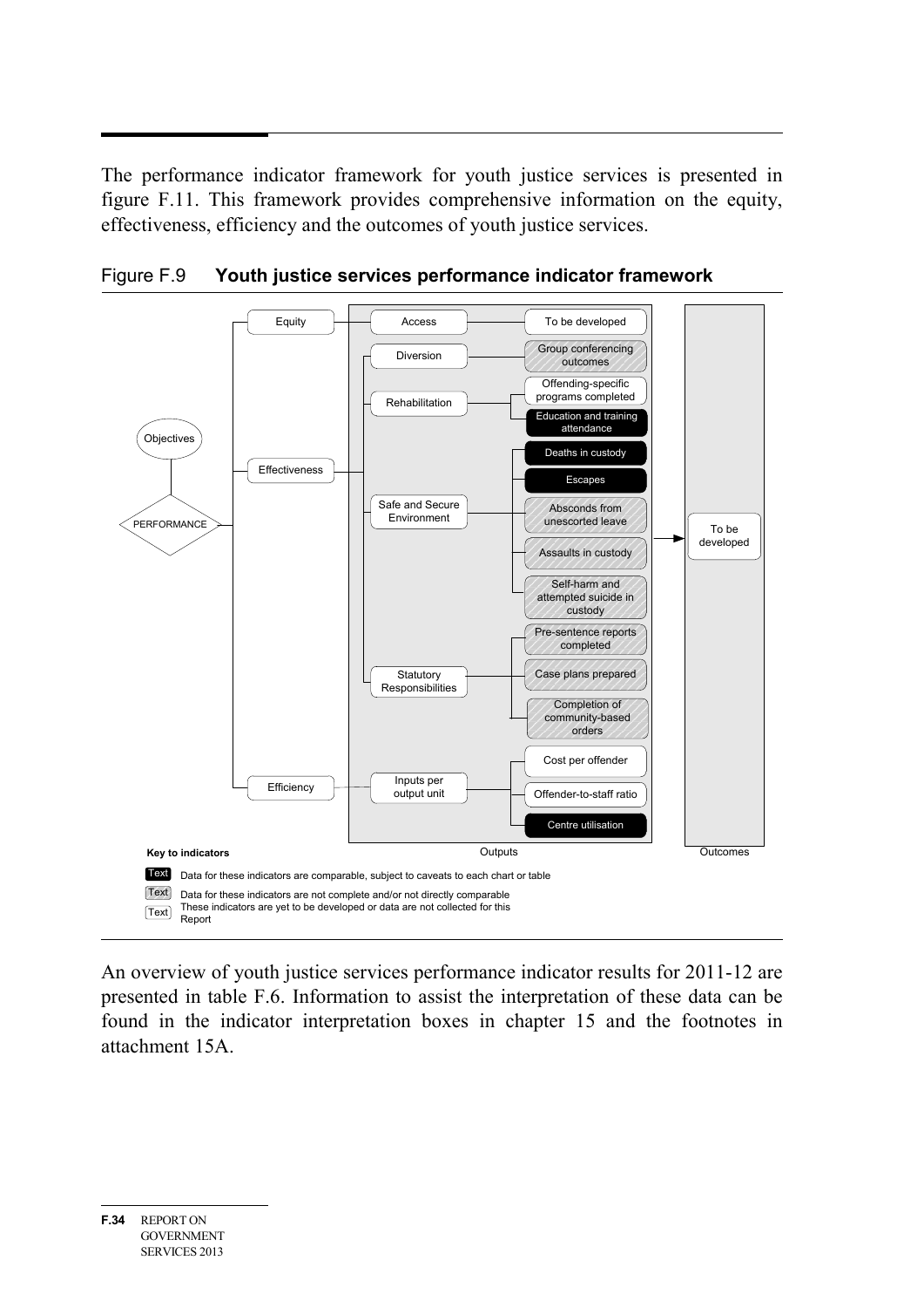The performance indicator framework for youth justice services is presented in figure F.11. This framework provides comprehensive information on the equity, effectiveness, efficiency and the outcomes of youth justice services.

Figure F.9 **Youth justice services performance indicator framework**

- Objectives
- PERFORMANCE
  - Equity
    - Access
      - To be developed
  - Effectiveness
    - Diversion
      - Group conferencing outcomes
    - Rehabilitation
      - Offending-specific programs completed
      - Education and training attendance
    - Safe and Secure Environment
      - Deaths in custody
      - Escapes
      - Absconds from unescorted leave
      - Assaults in custody
      - Self-harm and attempted suicide in custody
    - Statutory Responsibilities
      - Pre-sentence reports completed
      - Case plans prepared
      - Completion of community-based orders
  - Efficiency
    - Inputs per output unit
      - Cost per offender
      - Offender-to-staff ratio
      - Centre utilisation

Outputs → Outcomes: To be developed

**Key to indicators**

- Text (black): Data for these indicators are comparable, subject to caveats to each chart or table
  - Education and training attendance; Deaths in custody; Escapes; Centre utilisation
- Text (shaded): Data for these indicators are not complete and/or not directly comparable
  - Group conferencing outcomes; Absconds from unescorted leave; Assaults in custody; Self-harm and attempted suicide in custody; Pre-sentence reports completed; Case plans prepared; Completion of community-based orders
- Text (white): These indicators are yet to be developed or data are not collected for this Report
  - Offending-specific programs completed; Cost per offender; Offender-to-staff ratio

An overview of youth justice services performance indicator results for 2011-12 are presented in table F.6. Information to assist the interpretation of these data can be found in the indicator interpretation boxes in chapter 15 and the footnotes in attachment 15A.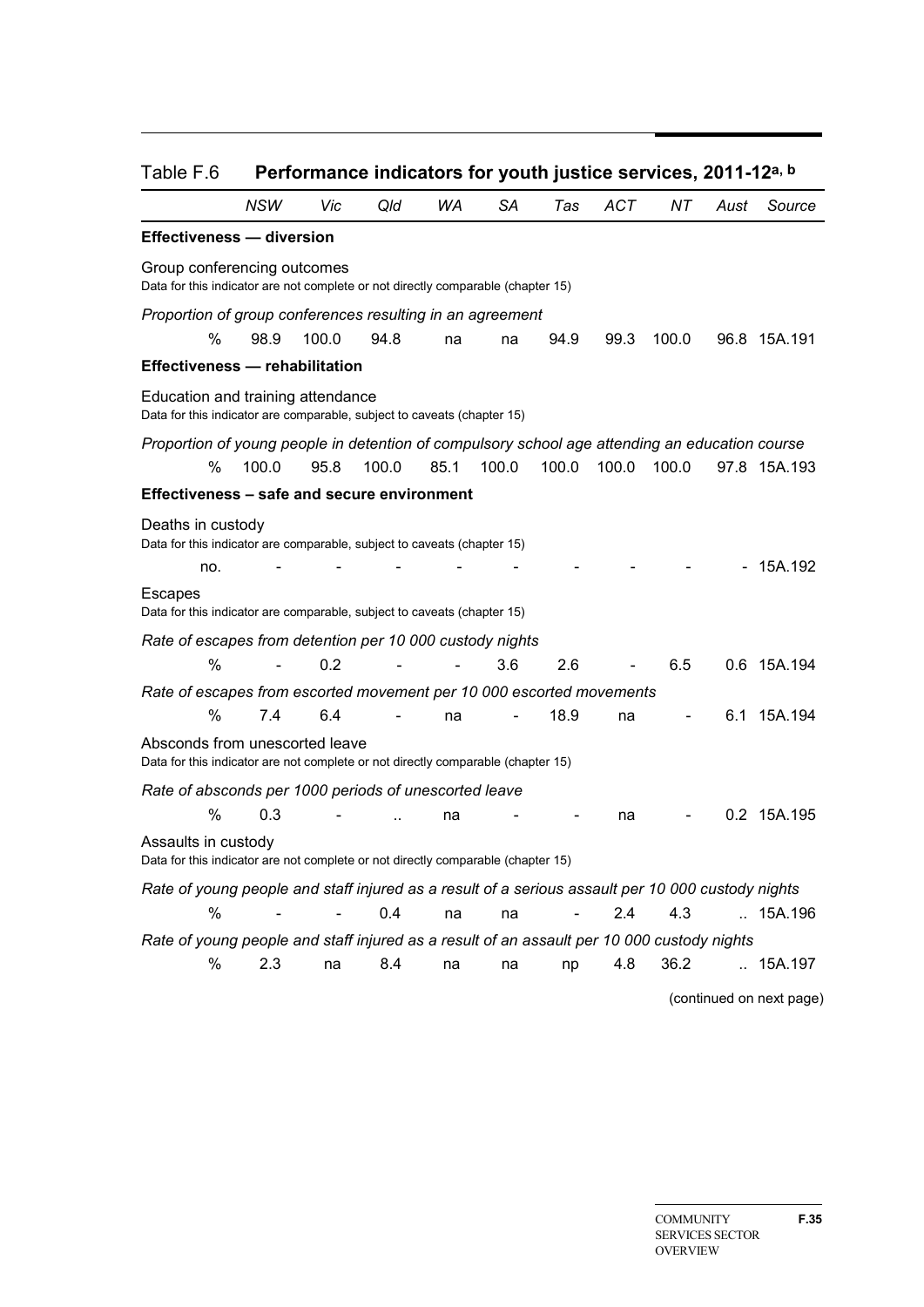Table F.6 **Performance indicators for youth justice services, 2011-12[a, b]**

| | NSW | Vic | Qld | WA | SA | Tas | ACT | NT | Aust | Source |
|---|---|---|---|---|---|---|---|---|---|---|
| **Effectiveness — diversion** | | | | | | | | | | |
| Group conferencing outcomes<br>Data for this indicator are not complete or not directly comparable (chapter 15) | | | | | | | | | | |
| *Proportion of group conferences resulting in an agreement* | | | | | | | | | | |
| % | 98.9 | 100.0 | 94.8 | na | na | 94.9 | 99.3 | 100.0 | 96.8 | 15A.191 |
| **Effectiveness — rehabilitation** | | | | | | | | | | |
| Education and training attendance<br>Data for this indicator are comparable, subject to caveats (chapter 15) | | | | | | | | | | |
| *Proportion of young people in detention of compulsory school age attending an education course* | | | | | | | | | | |
| % | 100.0 | 95.8 | 100.0 | 85.1 | 100.0 | 100.0 | 100.0 | 100.0 | 97.8 | 15A.193 |
| **Effectiveness – safe and secure environment** | | | | | | | | | | |
| Deaths in custody<br>Data for this indicator are comparable, subject to caveats (chapter 15) | | | | | | | | | | |
| no. | - | - | - | - | - | - | - | - | - | 15A.192 |
| Escapes<br>Data for this indicator are comparable, subject to caveats (chapter 15) | | | | | | | | | | |
| *Rate of escapes from detention per 10 000 custody nights* | | | | | | | | | | |
| % | - | 0.2 | - | - | 3.6 | 2.6 | - | 6.5 | 0.6 | 15A.194 |
| *Rate of escapes from escorted movement per 10 000 escorted movements* | | | | | | | | | | |
| % | 7.4 | 6.4 | - | na | - | 18.9 | na | - | 6.1 | 15A.194 |
| Absconds from unescorted leave<br>Data for this indicator are not complete or not directly comparable (chapter 15) | | | | | | | | | | |
| *Rate of absconds per 1000 periods of unescorted leave* | | | | | | | | | | |
| % | 0.3 | - | .. | na | - | - | na | - | 0.2 | 15A.195 |
| Assaults in custody<br>Data for this indicator are not complete or not directly comparable (chapter 15) | | | | | | | | | | |
| *Rate of young people and staff injured as a result of a serious assault per 10 000 custody nights* | | | | | | | | | | |
| % | - | - | 0.4 | na | na | - | 2.4 | 4.3 | .. | 15A.196 |
| *Rate of young people and staff injured as a result of an assault per 10 000 custody nights* | | | | | | | | | | |
| % | 2.3 | na | 8.4 | na | na | np | 4.8 | 36.2 | .. | 15A.197 |

(continued on next page)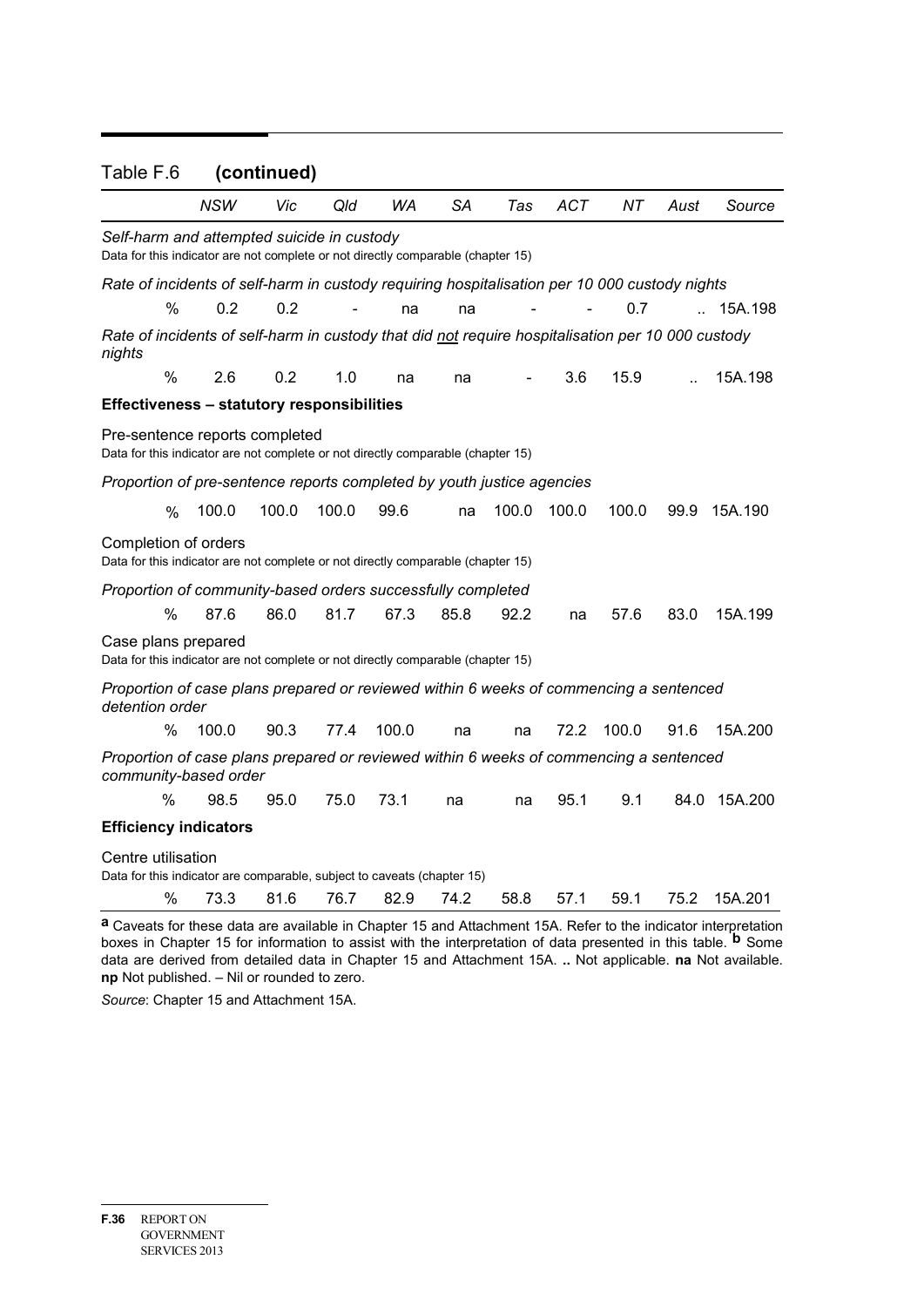Table F.6 **(continued)**

| | NSW | Vic | Qld | WA | SA | Tas | ACT | NT | Aust | Source |
|---|---|---|---|---|---|---|---|---|---|---|
| *Self-harm and attempted suicide in custody* | | | | | | | | | | |
| Data for this indicator are not complete or not directly comparable (chapter 15) | | | | | | | | | | |
| *Rate of incidents of self-harm in custody requiring hospitalisation per 10 000 custody nights* | | | | | | | | | | |
| % | 0.2 | 0.2 | - | na | na | - | - | 0.7 | .. | 15A.198 |
| *Rate of incidents of self-harm in custody that did not require hospitalisation per 10 000 custody nights* | | | | | | | | | | |
| % | 2.6 | 0.2 | 1.0 | na | na | - | 3.6 | 15.9 | .. | 15A.198 |
| **Effectiveness – statutory responsibilities** | | | | | | | | | | |
| Pre-sentence reports completed | | | | | | | | | | |
| Data for this indicator are not complete or not directly comparable (chapter 15) | | | | | | | | | | |
| *Proportion of pre-sentence reports completed by youth justice agencies* | | | | | | | | | | |
| % | 100.0 | 100.0 | 100.0 | 99.6 | na | 100.0 | 100.0 | 100.0 | 99.9 | 15A.190 |
| Completion of orders | | | | | | | | | | |
| Data for this indicator are not complete or not directly comparable (chapter 15) | | | | | | | | | | |
| *Proportion of community-based orders successfully completed* | | | | | | | | | | |
| % | 87.6 | 86.0 | 81.7 | 67.3 | 85.8 | 92.2 | na | 57.6 | 83.0 | 15A.199 |
| Case plans prepared | | | | | | | | | | |
| Data for this indicator are not complete or not directly comparable (chapter 15) | | | | | | | | | | |
| *Proportion of case plans prepared or reviewed within 6 weeks of commencing a sentenced detention order* | | | | | | | | | | |
| % | 100.0 | 90.3 | 77.4 | 100.0 | na | na | 72.2 | 100.0 | 91.6 | 15A.200 |
| *Proportion of case plans prepared or reviewed within 6 weeks of commencing a sentenced community-based order* | | | | | | | | | | |
| % | 98.5 | 95.0 | 75.0 | 73.1 | na | na | 95.1 | 9.1 | 84.0 | 15A.200 |
| **Efficiency indicators** | | | | | | | | | | |
| Centre utilisation | | | | | | | | | | |
| Data for this indicator are comparable, subject to caveats (chapter 15) | | | | | | | | | | |
| % | 73.3 | 81.6 | 76.7 | 82.9 | 74.2 | 58.8 | 57.1 | 59.1 | 75.2 | 15A.201 |

**a** Caveats for these data are available in Chapter 15 and Attachment 15A. Refer to the indicator interpretation boxes in Chapter 15 for information to assist with the interpretation of data presented in this table. **b** Some data are derived from detailed data in Chapter 15 and Attachment 15A. **..** Not applicable. **na** Not available. **np** Not published. – Nil or rounded to zero.

*Source*: Chapter 15 and Attachment 15A.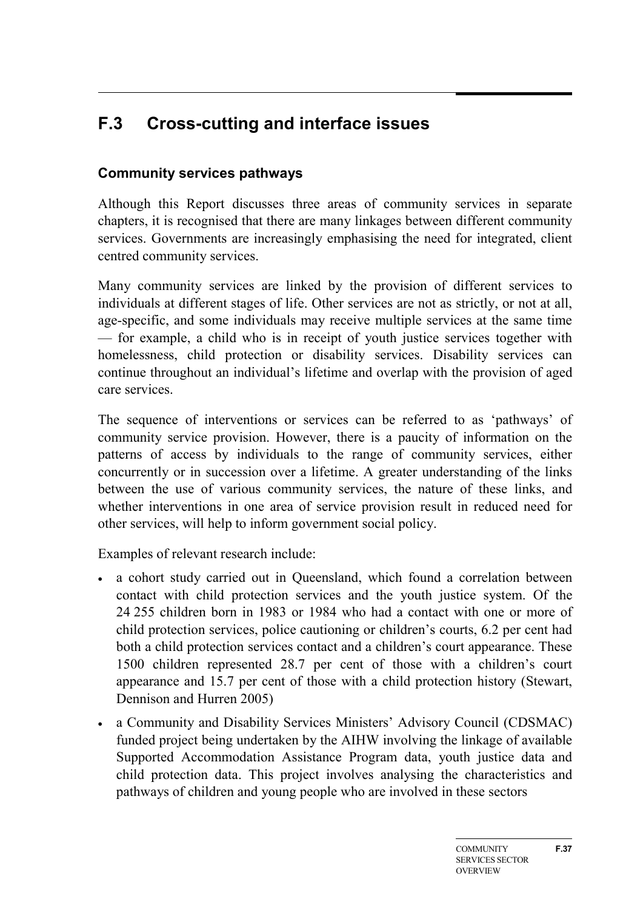## F.3 Cross-cutting and interface issues

### Community services pathways

Although this Report discusses three areas of community services in separate chapters, it is recognised that there are many linkages between different community services. Governments are increasingly emphasising the need for integrated, client centred community services.

Many community services are linked by the provision of different services to individuals at different stages of life. Other services are not as strictly, or not at all, age-specific, and some individuals may receive multiple services at the same time — for example, a child who is in receipt of youth justice services together with homelessness, child protection or disability services. Disability services can continue throughout an individual's lifetime and overlap with the provision of aged care services.

The sequence of interventions or services can be referred to as 'pathways' of community service provision. However, there is a paucity of information on the patterns of access by individuals to the range of community services, either concurrently or in succession over a lifetime. A greater understanding of the links between the use of various community services, the nature of these links, and whether interventions in one area of service provision result in reduced need for other services, will help to inform government social policy.

Examples of relevant research include:

- a cohort study carried out in Queensland, which found a correlation between contact with child protection services and the youth justice system. Of the 24 255 children born in 1983 or 1984 who had a contact with one or more of child protection services, police cautioning or children's courts, 6.2 per cent had both a child protection services contact and a children's court appearance. These 1500 children represented 28.7 per cent of those with a children's court appearance and 15.7 per cent of those with a child protection history (Stewart, Dennison and Hurren 2005)
- a Community and Disability Services Ministers' Advisory Council (CDSMAC) funded project being undertaken by the AIHW involving the linkage of available Supported Accommodation Assistance Program data, youth justice data and child protection data. This project involves analysing the characteristics and pathways of children and young people who are involved in these sectors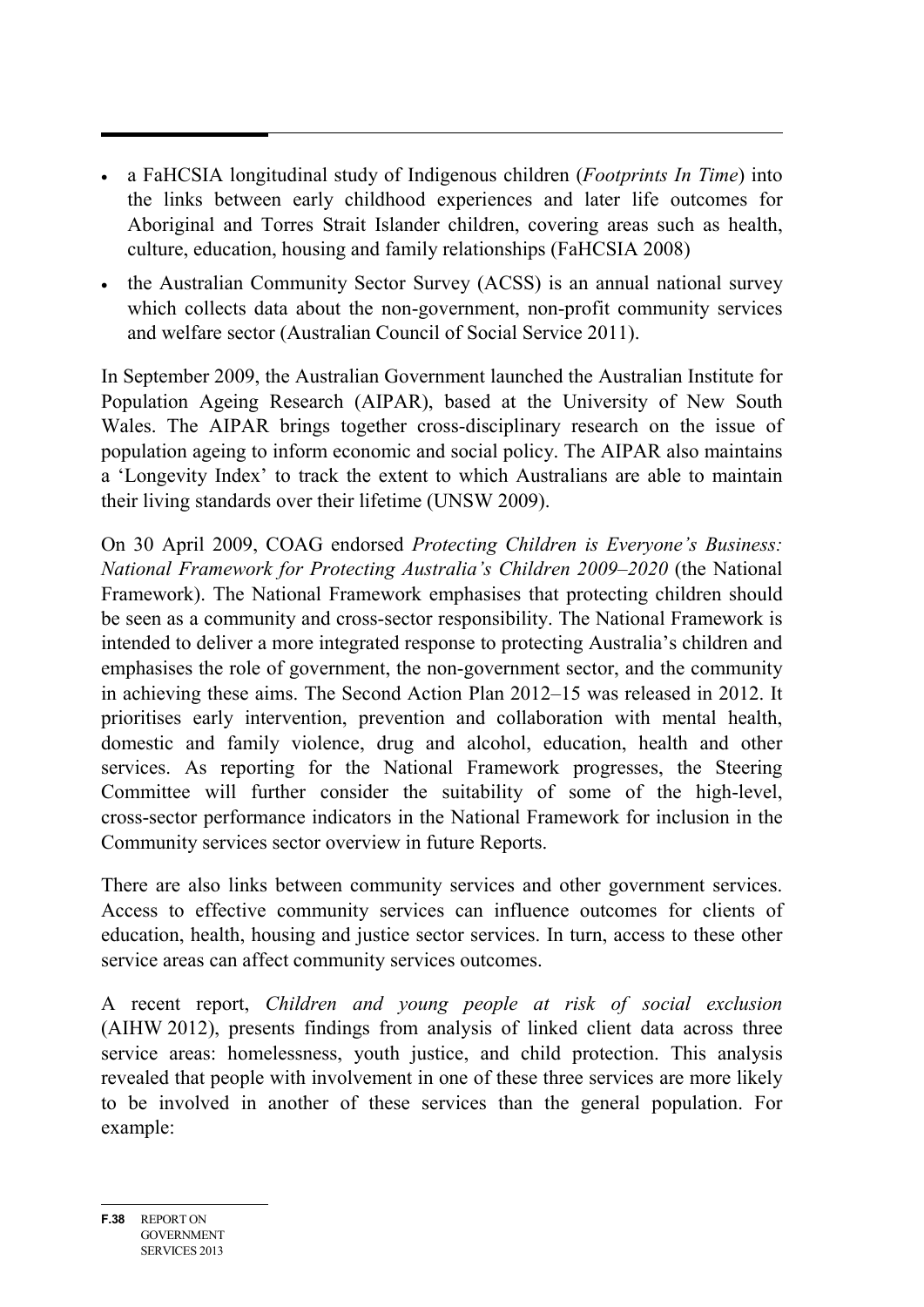- a FaHCSIA longitudinal study of Indigenous children (*Footprints In Time*) into the links between early childhood experiences and later life outcomes for Aboriginal and Torres Strait Islander children, covering areas such as health, culture, education, housing and family relationships (FaHCSIA 2008)
- the Australian Community Sector Survey (ACSS) is an annual national survey which collects data about the non-government, non-profit community services and welfare sector (Australian Council of Social Service 2011).

In September 2009, the Australian Government launched the Australian Institute for Population Ageing Research (AIPAR), based at the University of New South Wales. The AIPAR brings together cross-disciplinary research on the issue of population ageing to inform economic and social policy. The AIPAR also maintains a 'Longevity Index' to track the extent to which Australians are able to maintain their living standards over their lifetime (UNSW 2009).

On 30 April 2009, COAG endorsed *Protecting Children is Everyone's Business: National Framework for Protecting Australia's Children 2009–2020* (the National Framework). The National Framework emphasises that protecting children should be seen as a community and cross-sector responsibility. The National Framework is intended to deliver a more integrated response to protecting Australia's children and emphasises the role of government, the non-government sector, and the community in achieving these aims. The Second Action Plan 2012–15 was released in 2012. It prioritises early intervention, prevention and collaboration with mental health, domestic and family violence, drug and alcohol, education, health and other services. As reporting for the National Framework progresses, the Steering Committee will further consider the suitability of some of the high-level, cross-sector performance indicators in the National Framework for inclusion in the Community services sector overview in future Reports.

There are also links between community services and other government services. Access to effective community services can influence outcomes for clients of education, health, housing and justice sector services. In turn, access to these other service areas can affect community services outcomes.

A recent report, *Children and young people at risk of social exclusion* (AIHW 2012), presents findings from analysis of linked client data across three service areas: homelessness, youth justice, and child protection. This analysis revealed that people with involvement in one of these three services are more likely to be involved in another of these services than the general population. For example: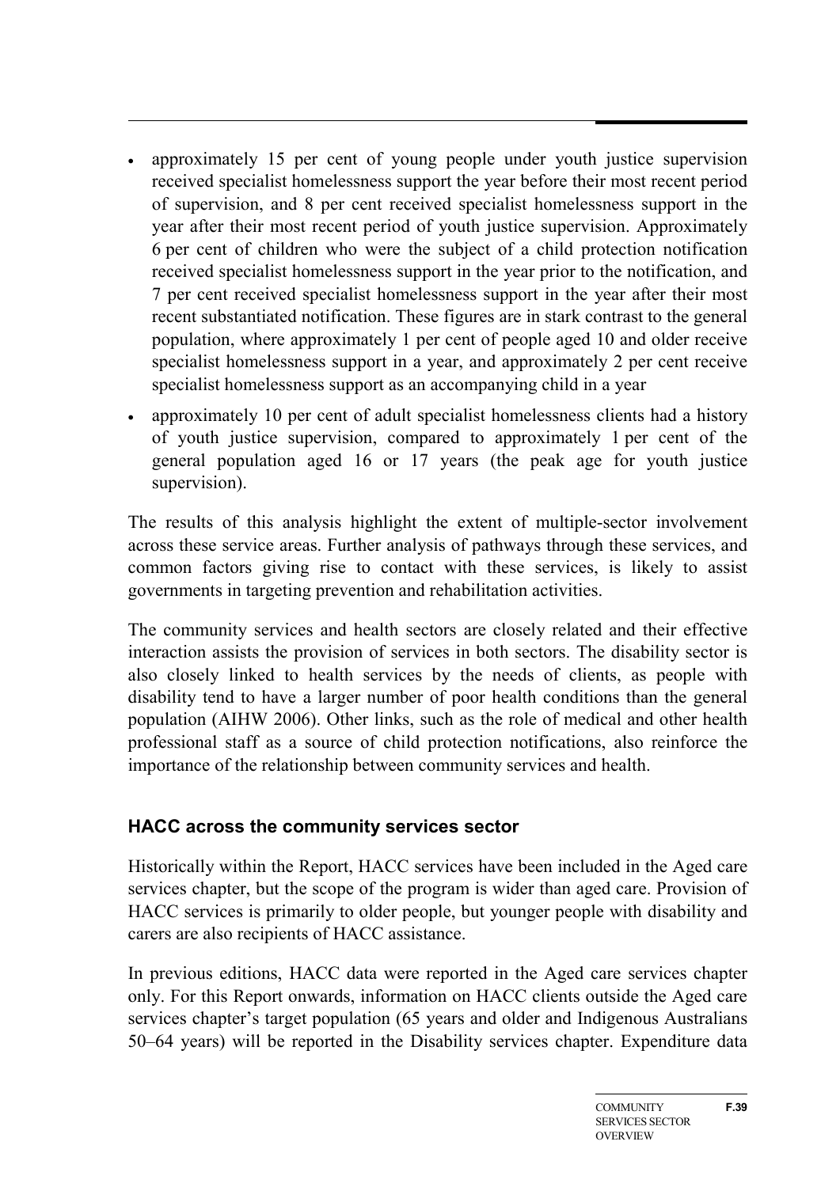- approximately 15 per cent of young people under youth justice supervision received specialist homelessness support the year before their most recent period of supervision, and 8 per cent received specialist homelessness support in the year after their most recent period of youth justice supervision. Approximately 6 per cent of children who were the subject of a child protection notification received specialist homelessness support in the year prior to the notification, and 7 per cent received specialist homelessness support in the year after their most recent substantiated notification. These figures are in stark contrast to the general population, where approximately 1 per cent of people aged 10 and older receive specialist homelessness support in a year, and approximately 2 per cent receive specialist homelessness support as an accompanying child in a year
- approximately 10 per cent of adult specialist homelessness clients had a history of youth justice supervision, compared to approximately 1 per cent of the general population aged 16 or 17 years (the peak age for youth justice supervision).

The results of this analysis highlight the extent of multiple-sector involvement across these service areas. Further analysis of pathways through these services, and common factors giving rise to contact with these services, is likely to assist governments in targeting prevention and rehabilitation activities.

The community services and health sectors are closely related and their effective interaction assists the provision of services in both sectors. The disability sector is also closely linked to health services by the needs of clients, as people with disability tend to have a larger number of poor health conditions than the general population (AIHW 2006). Other links, such as the role of medical and other health professional staff as a source of child protection notifications, also reinforce the importance of the relationship between community services and health.

### HACC across the community services sector

Historically within the Report, HACC services have been included in the Aged care services chapter, but the scope of the program is wider than aged care. Provision of HACC services is primarily to older people, but younger people with disability and carers are also recipients of HACC assistance.

In previous editions, HACC data were reported in the Aged care services chapter only. For this Report onwards, information on HACC clients outside the Aged care services chapter's target population (65 years and older and Indigenous Australians 50–64 years) will be reported in the Disability services chapter. Expenditure data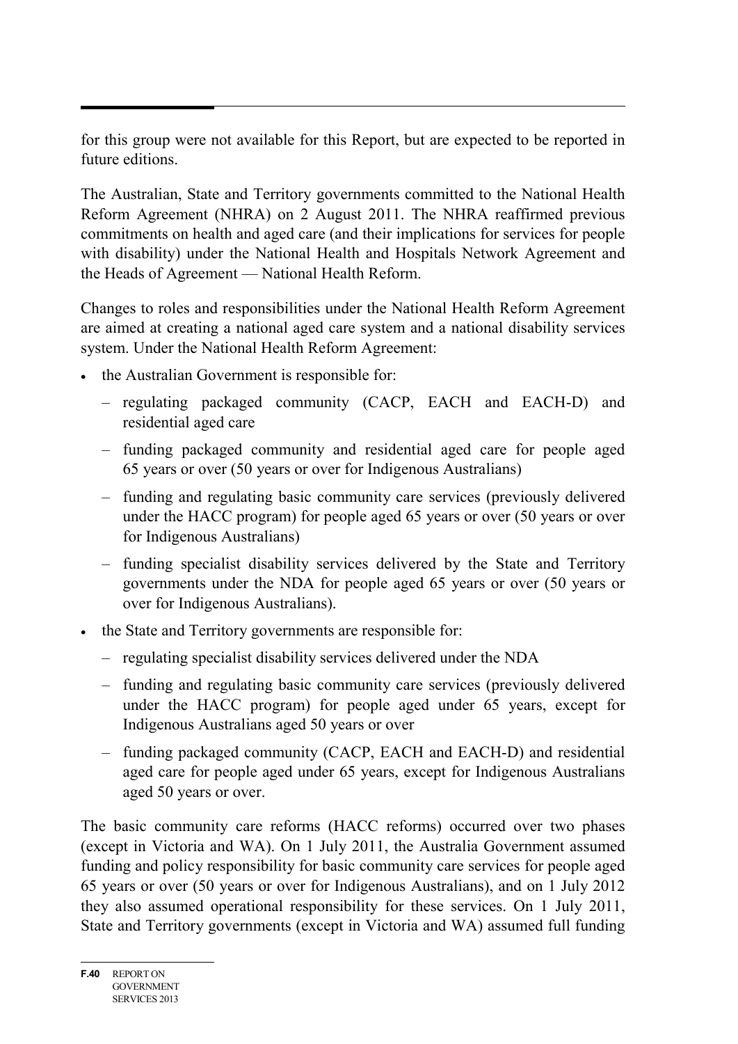for this group were not available for this Report, but are expected to be reported in future editions.

The Australian, State and Territory governments committed to the National Health Reform Agreement (NHRA) on 2 August 2011. The NHRA reaffirmed previous commitments on health and aged care (and their implications for services for people with disability) under the National Health and Hospitals Network Agreement and the Heads of Agreement — National Health Reform.

Changes to roles and responsibilities under the National Health Reform Agreement are aimed at creating a national aged care system and a national disability services system. Under the National Health Reform Agreement:

- the Australian Government is responsible for:
  - regulating packaged community (CACP, EACH and EACH-D) and residential aged care
  - funding packaged community and residential aged care for people aged 65 years or over (50 years or over for Indigenous Australians)
  - funding and regulating basic community care services (previously delivered under the HACC program) for people aged 65 years or over (50 years or over for Indigenous Australians)
  - funding specialist disability services delivered by the State and Territory governments under the NDA for people aged 65 years or over (50 years or over for Indigenous Australians).
- the State and Territory governments are responsible for:
  - regulating specialist disability services delivered under the NDA
  - funding and regulating basic community care services (previously delivered under the HACC program) for people aged under 65 years, except for Indigenous Australians aged 50 years or over
  - funding packaged community (CACP, EACH and EACH-D) and residential aged care for people aged under 65 years, except for Indigenous Australians aged 50 years or over.

The basic community care reforms (HACC reforms) occurred over two phases (except in Victoria and WA). On 1 July 2011, the Australia Government assumed funding and policy responsibility for basic community care services for people aged 65 years or over (50 years or over for Indigenous Australians), and on 1 July 2012 they also assumed operational responsibility for these services. On 1 July 2011, State and Territory governments (except in Victoria and WA) assumed full funding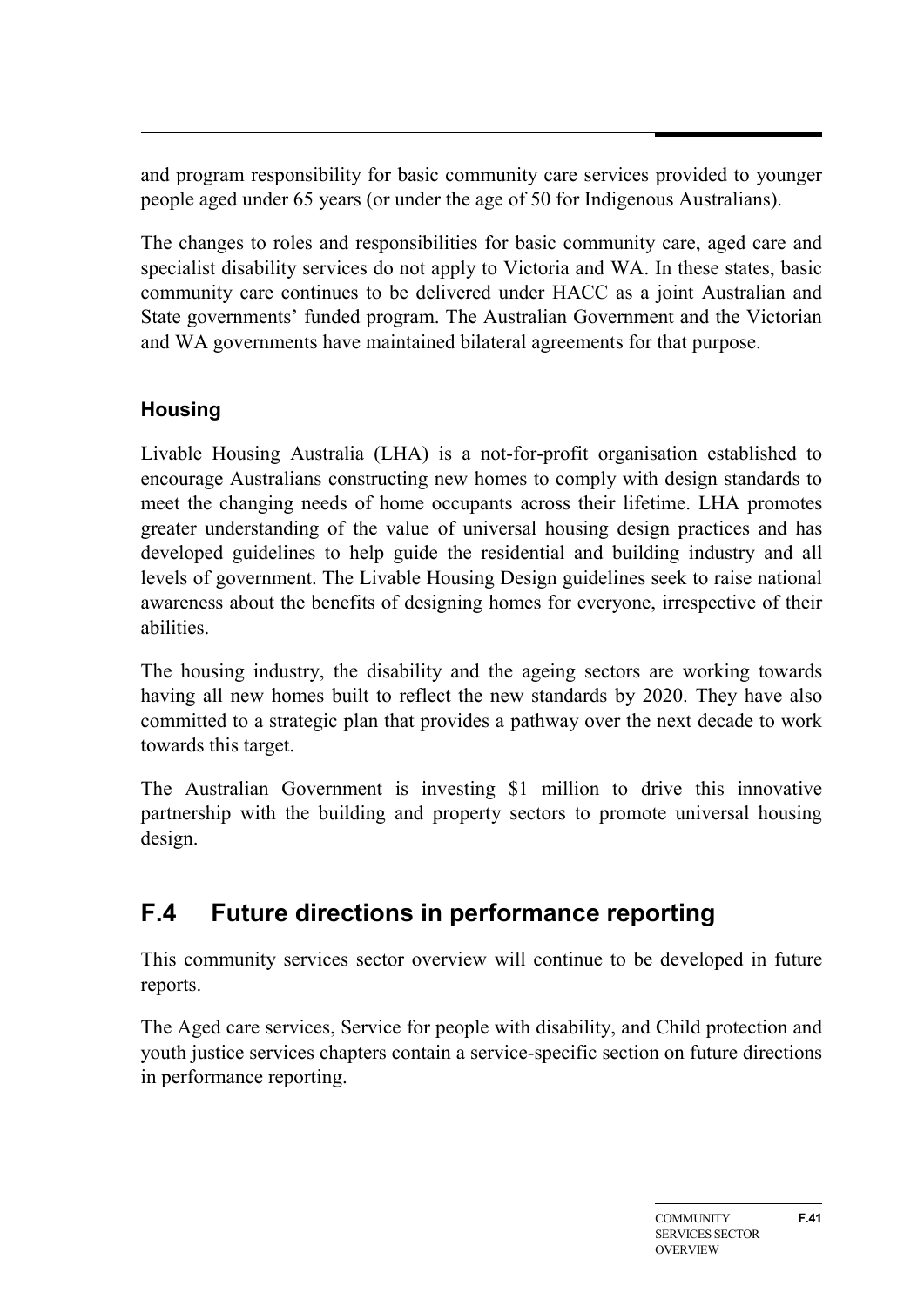and program responsibility for basic community care services provided to younger people aged under 65 years (or under the age of 50 for Indigenous Australians).

The changes to roles and responsibilities for basic community care, aged care and specialist disability services do not apply to Victoria and WA. In these states, basic community care continues to be delivered under HACC as a joint Australian and State governments' funded program. The Australian Government and the Victorian and WA governments have maintained bilateral agreements for that purpose.

### Housing

Livable Housing Australia (LHA) is a not-for-profit organisation established to encourage Australians constructing new homes to comply with design standards to meet the changing needs of home occupants across their lifetime. LHA promotes greater understanding of the value of universal housing design practices and has developed guidelines to help guide the residential and building industry and all levels of government. The Livable Housing Design guidelines seek to raise national awareness about the benefits of designing homes for everyone, irrespective of their abilities.

The housing industry, the disability and the ageing sectors are working towards having all new homes built to reflect the new standards by 2020. They have also committed to a strategic plan that provides a pathway over the next decade to work towards this target.

The Australian Government is investing $1 million to drive this innovative partnership with the building and property sectors to promote universal housing design.

## F.4 Future directions in performance reporting

This community services sector overview will continue to be developed in future reports.

The Aged care services, Service for people with disability, and Child protection and youth justice services chapters contain a service-specific section on future directions in performance reporting.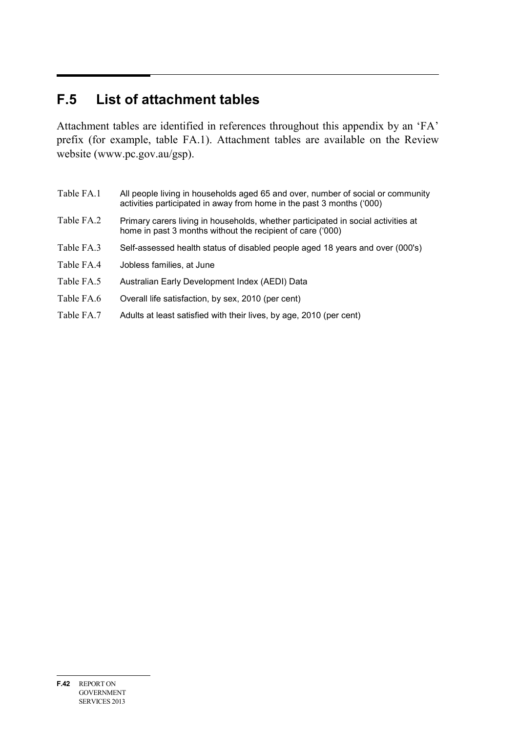## F.5 List of attachment tables

Attachment tables are identified in references throughout this appendix by an 'FA' prefix (for example, table FA.1). Attachment tables are available on the Review website (www.pc.gov.au/gsp).

| | |
|---|---|
| Table FA.1 | All people living in households aged 65 and over, number of social or community activities participated in away from home in the past 3 months ('000) |
| Table FA.2 | Primary carers living in households, whether participated in social activities at home in past 3 months without the recipient of care ('000) |
| Table FA.3 | Self-assessed health status of disabled people aged 18 years and over (000's) |
| Table FA.4 | Jobless families, at June |
| Table FA.5 | Australian Early Development Index (AEDI) Data |
| Table FA.6 | Overall life satisfaction, by sex, 2010 (per cent) |
| Table FA.7 | Adults at least satisfied with their lives, by age, 2010 (per cent) |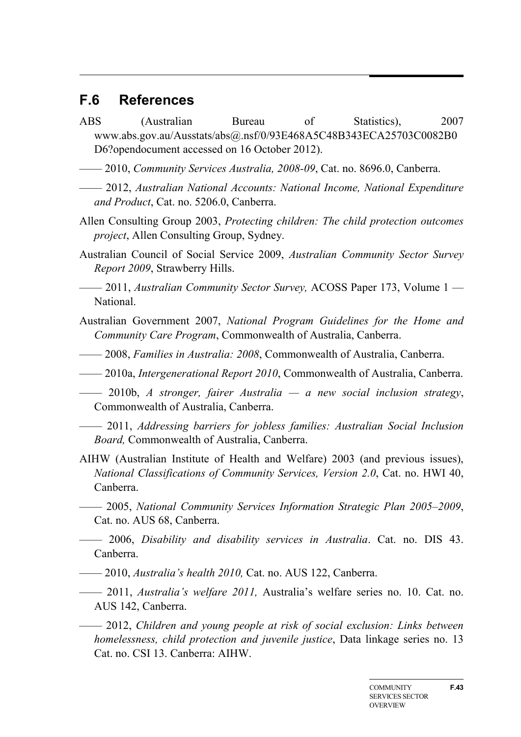## F.6 References

ABS (Australian Bureau of Statistics), 2007 www.abs.gov.au/Ausstats/abs@.nsf/0/93E468A5C48B343ECA25703C0082B0D6?opendocument accessed on 16 October 2012).

—— 2010, *Community Services Australia, 2008-09*, Cat. no. 8696.0, Canberra.

—— 2012, *Australian National Accounts: National Income, National Expenditure and Product*, Cat. no. 5206.0, Canberra.

Allen Consulting Group 2003, *Protecting children: The child protection outcomes project*, Allen Consulting Group, Sydney.

Australian Council of Social Service 2009, *Australian Community Sector Survey Report 2009*, Strawberry Hills.

—— 2011, *Australian Community Sector Survey,* ACOSS Paper 173, Volume 1 — National.

Australian Government 2007, *National Program Guidelines for the Home and Community Care Program*, Commonwealth of Australia, Canberra.

—— 2008, *Families in Australia: 2008*, Commonwealth of Australia, Canberra.

—— 2010a, *Intergenerational Report 2010*, Commonwealth of Australia, Canberra.

—— 2010b, *A stronger, fairer Australia — a new social inclusion strategy*, Commonwealth of Australia, Canberra.

—— 2011, *Addressing barriers for jobless families: Australian Social Inclusion Board,* Commonwealth of Australia, Canberra.

AIHW (Australian Institute of Health and Welfare) 2003 (and previous issues), *National Classifications of Community Services, Version 2.0*, Cat. no. HWI 40, Canberra.

—— 2005, *National Community Services Information Strategic Plan 2005–2009*, Cat. no. AUS 68, Canberra.

—— 2006, *Disability and disability services in Australia*. Cat. no. DIS 43. Canberra.

—— 2010, *Australia's health 2010,* Cat. no. AUS 122, Canberra.

—— 2011, *Australia's welfare 2011,* Australia's welfare series no. 10. Cat. no. AUS 142, Canberra.

—— 2012, *Children and young people at risk of social exclusion: Links between homelessness, child protection and juvenile justice*, Data linkage series no. 13 Cat. no. CSI 13. Canberra: AIHW.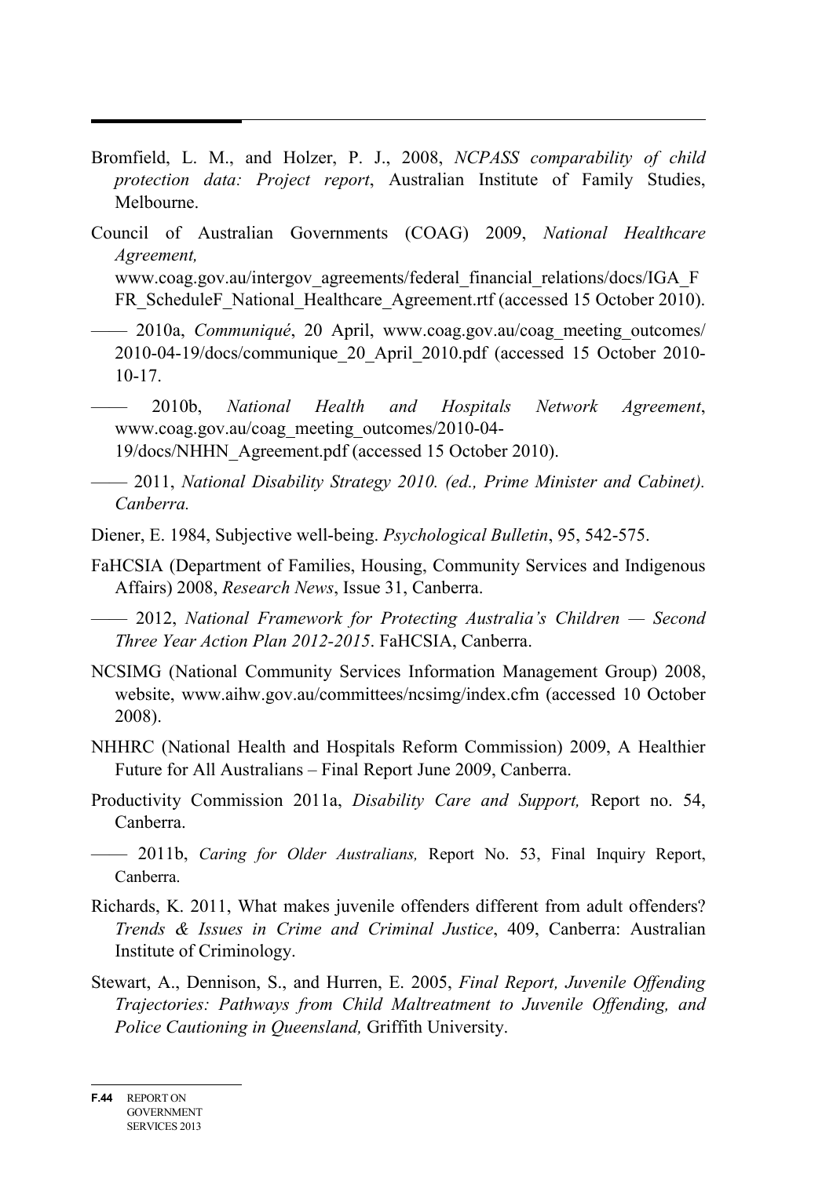Bromfield, L. M., and Holzer, P. J., 2008, *NCPASS comparability of child protection data: Project report*, Australian Institute of Family Studies, Melbourne.

Council of Australian Governments (COAG) 2009, *National Healthcare Agreement,* www.coag.gov.au/intergov_agreements/federal_financial_relations/docs/IGA_FFR_ScheduleF_National_Healthcare_Agreement.rtf (accessed 15 October 2010).

—— 2010a, *Communiqué*, 20 April, www.coag.gov.au/coag_meeting_outcomes/2010-04-19/docs/communique_20_April_2010.pdf (accessed 15 October 2010-10-17.

—— 2010b, *National Health and Hospitals Network Agreement*, www.coag.gov.au/coag_meeting_outcomes/2010-04-19/docs/NHHN_Agreement.pdf (accessed 15 October 2010).

—— 2011, *National Disability Strategy 2010. (ed., Prime Minister and Cabinet). Canberra.*

Diener, E. 1984, Subjective well-being. *Psychological Bulletin*, 95, 542-575.

FaHCSIA (Department of Families, Housing, Community Services and Indigenous Affairs) 2008, *Research News*, Issue 31, Canberra.

—— 2012, *National Framework for Protecting Australia's Children — Second Three Year Action Plan 2012-2015*. FaHCSIA, Canberra.

NCSIMG (National Community Services Information Management Group) 2008, website, www.aihw.gov.au/committees/ncsimg/index.cfm (accessed 10 October 2008).

NHHRC (National Health and Hospitals Reform Commission) 2009, A Healthier Future for All Australians – Final Report June 2009, Canberra.

Productivity Commission 2011a, *Disability Care and Support,* Report no. 54, Canberra.

—— 2011b, *Caring for Older Australians,* Report No. 53, Final Inquiry Report, Canberra.

Richards, K. 2011, What makes juvenile offenders different from adult offenders? *Trends & Issues in Crime and Criminal Justice*, 409, Canberra: Australian Institute of Criminology.

Stewart, A., Dennison, S., and Hurren, E. 2005, *Final Report, Juvenile Offending Trajectories: Pathways from Child Maltreatment to Juvenile Offending, and Police Cautioning in Queensland,* Griffith University.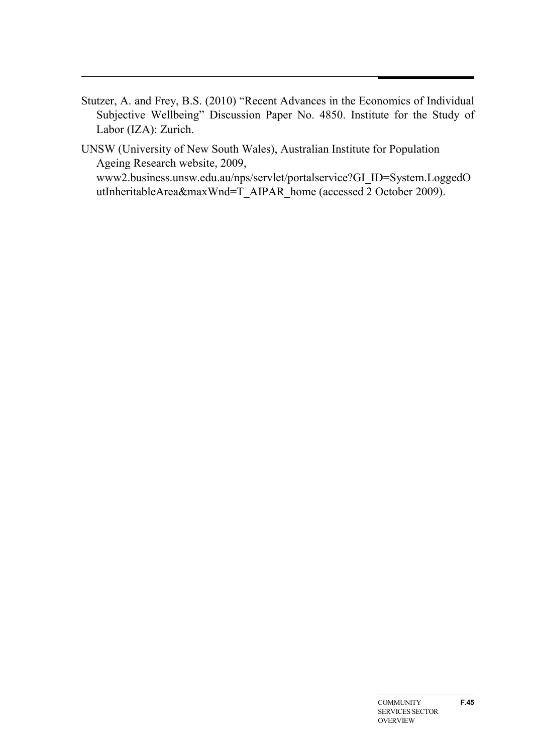Stutzer, A. and Frey, B.S. (2010) "Recent Advances in the Economics of Individual Subjective Wellbeing" Discussion Paper No. 4850. Institute for the Study of Labor (IZA): Zurich.

UNSW (University of New South Wales), Australian Institute for Population Ageing Research website, 2009, www2.business.unsw.edu.au/nps/servlet/portalservice?GI_ID=System.LoggedOutInheritableArea&maxWnd=T_AIPAR_home (accessed 2 October 2009).